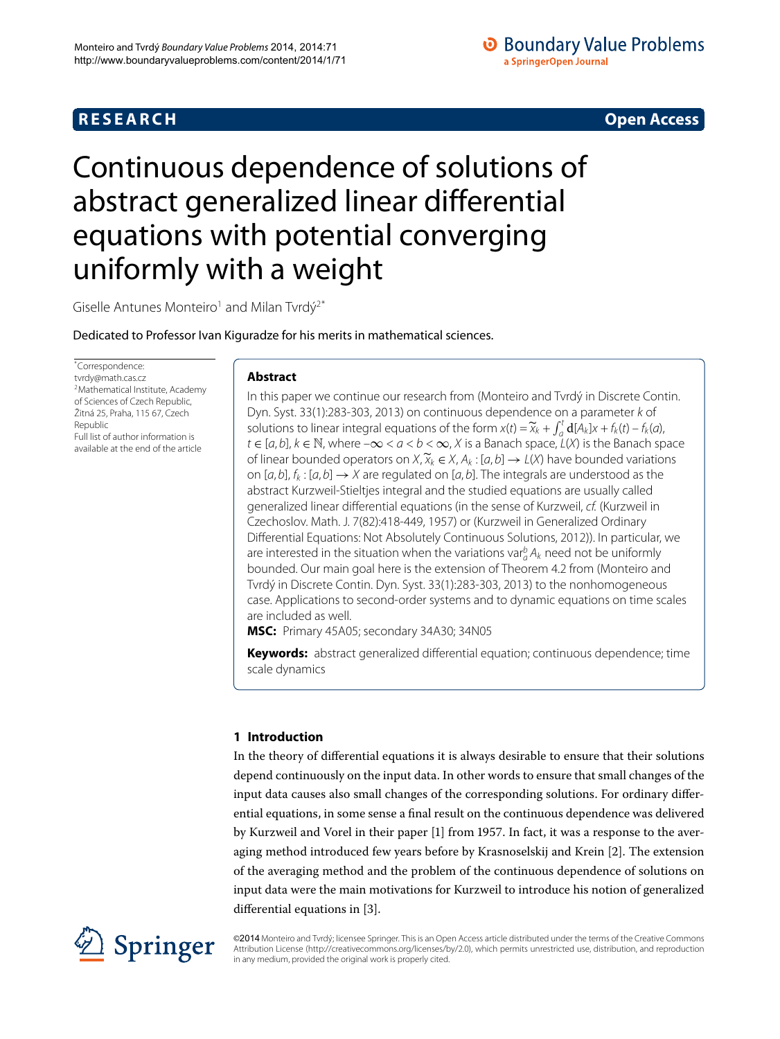**RESEARCH** **Open Access**

# Continuous dependence of solutions of abstract generalized linear differential equations with potential converging uniformly with a weight

Giselle Antunes Monteiro[1] and Milan Tvrdý[2*]

Dedicated to Professor Ivan Kiguradze for his merits in mathematical sciences.

*Correspondence: tvrdy@math.cas.cz
[2]Mathematical Institute, Academy of Sciences of Czech Republic, Žitná 25, Praha, 115 67, Czech Republic
Full list of author information is available at the end of the article

## Abstract

In this paper we continue our research from (Monteiro and Tvrdý in Discrete Contin. Dyn. Syst. 33(1):283-303, 2013) on continuous dependence on a parameter $k$ of solutions to linear integral equations of the form $x(t) = \widetilde{x}_k + \int_a^t \mathrm{d}[A_k]x + f_k(t) - f_k(a)$, $t \in [a,b]$, $k \in \mathbb{N}$, where $-\infty < a < b < \infty$, $X$ is a Banach space, $L(X)$ is the Banach space of linear bounded operators on $X$, $\widetilde{x}_k \in X$, $A_k : [a,b] \to L(X)$ have bounded variations on $[a,b]$, $f_k : [a,b] \to X$ are regulated on $[a,b]$. The integrals are understood as the abstract Kurzweil-Stieltjes integral and the studied equations are usually called generalized linear differential equations (in the sense of Kurzweil, *cf.* (Kurzweil in Czechoslov. Math. J. 7(82):418-449, 1957) or (Kurzweil in Generalized Ordinary Differential Equations: Not Absolutely Continuous Solutions, 2012)). In particular, we are interested in the situation when the variations $\operatorname{var}_a^b A_k$ need not be uniformly bounded. Our main goal here is the extension of Theorem 4.2 from (Monteiro and Tvrdý in Discrete Contin. Dyn. Syst. 33(1):283-303, 2013) to the nonhomogeneous case. Applications to second-order systems and to dynamic equations on time scales are included as well.

**MSC:** Primary 45A05; secondary 34A30; 34N05

**Keywords:** abstract generalized differential equation; continuous dependence; time scale dynamics

### 1 Introduction

In the theory of differential equations it is always desirable to ensure that their solutions depend continuously on the input data. In other words to ensure that small changes of the input data causes also small changes of the corresponding solutions. For ordinary differential equations, in some sense a final result on the continuous dependence was delivered by Kurzweil and Vorel in their paper [1] from 1957. In fact, it was a response to the averaging method introduced few years before by Krasnoselskij and Krein [2]. The extension of the averaging method and the problem of the continuous dependence of solutions on input data were the main motivations for Kurzweil to introduce his notion of generalized differential equations in [3].

©2014 Monteiro and Tvrdý; licensee Springer. This is an Open Access article distributed under the terms of the Creative Commons Attribution License (http://creativecommons.org/licenses/by/2.0), which permits unrestricted use, distribution, and reproduction in any medium, provided the original work is properly cited.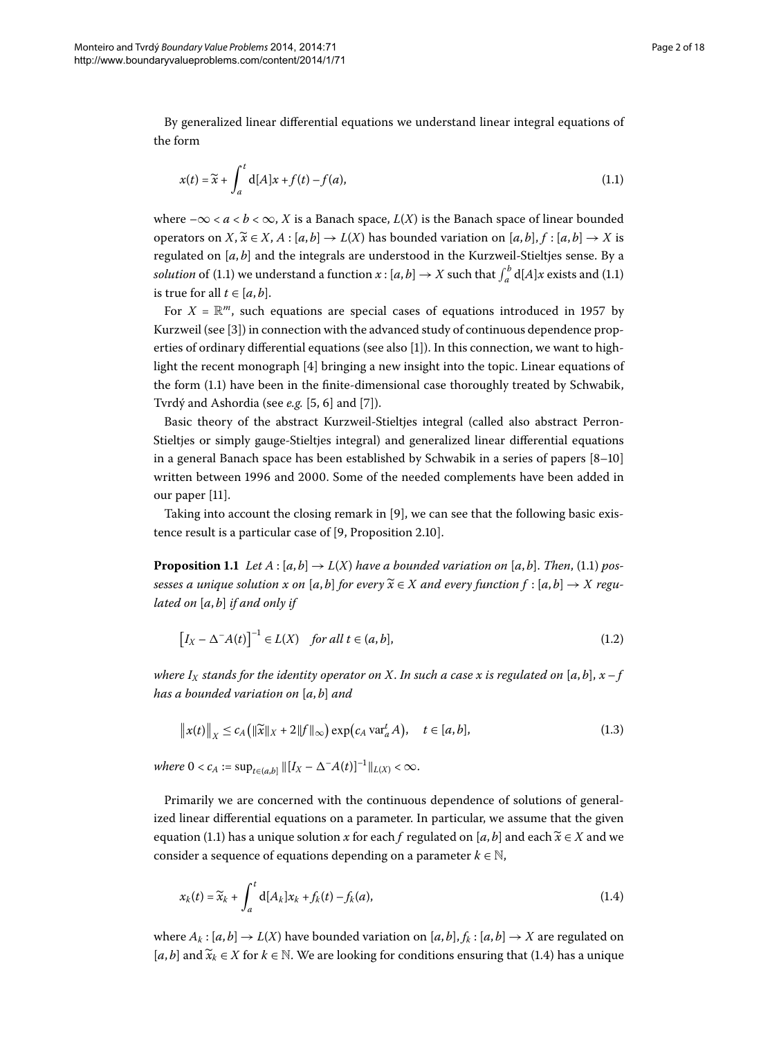By generalized linear differential equations we understand linear integral equations of the form

$$x(t) = \widetilde{x} + \int_a^t \mathrm{d}[A]x + f(t) - f(a), \tag{1.1}$$

where $-\infty < a < b < \infty$, $X$ is a Banach space, $L(X)$ is the Banach space of linear bounded operators on $X$, $\widetilde{x} \in X$, $A : [a,b] \to L(X)$ has bounded variation on $[a,b]$, $f : [a,b] \to X$ is regulated on $[a,b]$ and the integrals are understood in the Kurzweil-Stieltjes sense. By a *solution* of (1.1) we understand a function $x : [a,b] \to X$ such that $\int_a^b \mathrm{d}[A]x$ exists and (1.1) is true for all $t \in [a,b]$.

For $X = \mathbb{R}^m$, such equations are special cases of equations introduced in 1957 by Kurzweil (see [3]) in connection with the advanced study of continuous dependence properties of ordinary differential equations (see also [1]). In this connection, we want to highlight the recent monograph [4] bringing a new insight into the topic. Linear equations of the form (1.1) have been in the finite-dimensional case thoroughly treated by Schwabik, Tvrdý and Ashordia (see *e.g.* [5, 6] and [7]).

Basic theory of the abstract Kurzweil-Stieltjes integral (called also abstract Perron-Stieltjes or simply gauge-Stieltjes integral) and generalized linear differential equations in a general Banach space has been established by Schwabik in a series of papers [8–10] written between 1996 and 2000. Some of the needed complements have been added in our paper [11].

Taking into account the closing remark in [9], we can see that the following basic existence result is a particular case of [9, Proposition 2.10].

**Proposition 1.1** *Let $A : [a,b] \to L(X)$ have a bounded variation on $[a,b]$. Then, (1.1) possesses a unique solution $x$ on $[a,b]$ for every $\widetilde{x} \in X$ and every function $f : [a,b] \to X$ regulated on $[a,b]$ if and only if*

$$\left[I_X - \Delta^- A(t)\right]^{-1} \in L(X) \quad \textit{for all } t \in (a,b], \tag{1.2}$$

*where $I_X$ stands for the identity operator on $X$. In such a case $x$ is regulated on $[a,b]$, $x - f$ has a bounded variation on $[a,b]$ and*

$$\left\| x(t) \right\|_X \le c_A \left( \|\widetilde{x}\|_X + 2\|f\|_\infty \right) \exp\left( c_A \operatorname{var}_a^t A \right), \quad t \in [a,b], \tag{1.3}$$

*where $0 < c_A := \sup_{t \in (a,b]} \| [I_X - \Delta^- A(t)]^{-1} \|_{L(X)} < \infty$.*

Primarily we are concerned with the continuous dependence of solutions of generalized linear differential equations on a parameter. In particular, we assume that the given equation (1.1) has a unique solution $x$ for each $f$ regulated on $[a,b]$ and each $\widetilde{x} \in X$ and we consider a sequence of equations depending on a parameter $k \in \mathbb{N}$,

$$x_k(t) = \widetilde{x}_k + \int_a^t \mathrm{d}[A_k]x_k + f_k(t) - f_k(a), \tag{1.4}$$

where $A_k : [a,b] \to L(X)$ have bounded variation on $[a,b]$, $f_k : [a,b] \to X$ are regulated on $[a,b]$ and $\widetilde{x}_k \in X$ for $k \in \mathbb{N}$. We are looking for conditions ensuring that (1.4) has a unique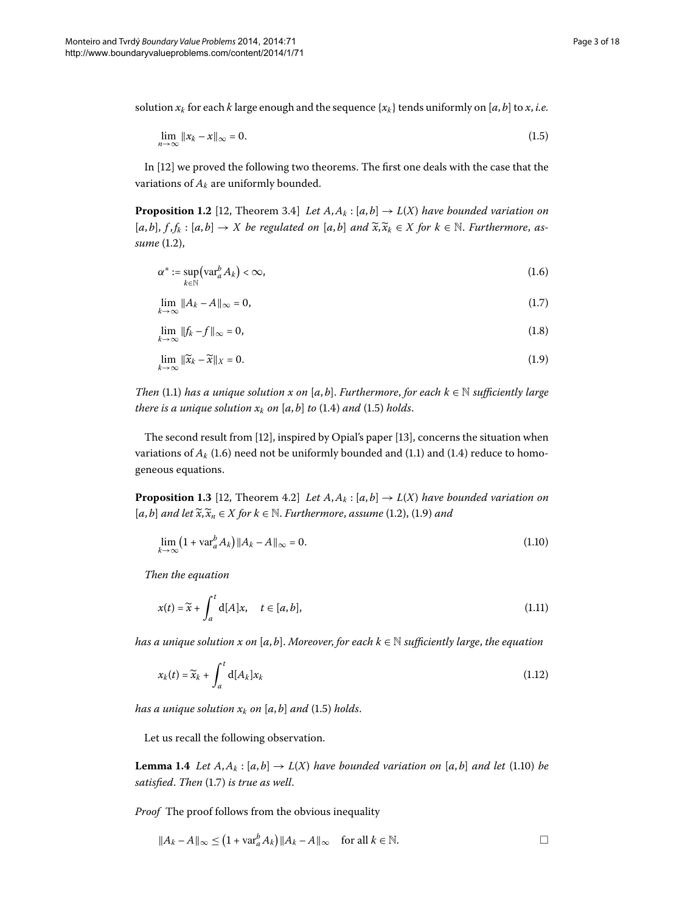solution $x_k$ for each $k$ large enough and the sequence $\{x_k\}$ tends uniformly on $[a,b]$ to $x$, *i.e.*

$$\lim_{n\to\infty} \|x_k - x\|_\infty = 0. \tag{1.5}$$

In [12] we proved the following two theorems. The first one deals with the case that the variations of $A_k$ are uniformly bounded.

**Proposition 1.2** [12, Theorem 3.4] *Let $A, A_k : [a,b] \to L(X)$ have bounded variation on $[a,b]$, $f, f_k : [a,b] \to X$ be regulated on $[a,b]$ and $\widetilde{x}, \widetilde{x}_k \in X$ for $k \in \mathbb{N}$. Furthermore, assume* (1.2),

$$\alpha^* := \sup_{k\in\mathbb{N}} \left(\operatorname{var}_a^b A_k\right) < \infty, \tag{1.6}$$

$$\lim_{k\to\infty} \|A_k - A\|_\infty = 0, \tag{1.7}$$

$$\lim_{k\to\infty} \|f_k - f\|_\infty = 0, \tag{1.8}$$

$$\lim_{k\to\infty} \|\widetilde{x}_k - \widetilde{x}\|_X = 0. \tag{1.9}$$

*Then* (1.1) *has a unique solution $x$ on $[a,b]$. Furthermore, for each $k \in \mathbb{N}$ sufficiently large there is a unique solution $x_k$ on $[a,b]$ to* (1.4) *and* (1.5) *holds.*

The second result from [12], inspired by Opial's paper [13], concerns the situation when variations of $A_k$ (1.6) need not be uniformly bounded and (1.1) and (1.4) reduce to homogeneous equations.

**Proposition 1.3** [12, Theorem 4.2] *Let $A, A_k : [a,b] \to L(X)$ have bounded variation on $[a,b]$ and let $\widetilde{x}, \widetilde{x}_n \in X$ for $k \in \mathbb{N}$. Furthermore, assume* (1.2), (1.9) *and*

$$\lim_{k\to\infty} \left(1 + \operatorname{var}_a^b A_k\right) \|A_k - A\|_\infty = 0. \tag{1.10}$$

*Then the equation*

$$x(t) = \widetilde{x} + \int_a^t \mathrm{d}[A]x, \quad t \in [a,b], \tag{1.11}$$

*has a unique solution $x$ on $[a,b]$. Moreover, for each $k \in \mathbb{N}$ sufficiently large, the equation*

$$x_k(t) = \widetilde{x}_k + \int_a^t \mathrm{d}[A_k]x_k \tag{1.12}$$

*has a unique solution $x_k$ on $[a,b]$ and* (1.5) *holds.*

Let us recall the following observation.

**Lemma 1.4** *Let $A, A_k : [a,b] \to L(X)$ have bounded variation on $[a,b]$ and let* (1.10) *be satisfied. Then* (1.7) *is true as well.*

*Proof* The proof follows from the obvious inequality

$$\|A_k - A\|_\infty \le \left(1 + \operatorname{var}_a^b A_k\right) \|A_k - A\|_\infty \quad \text{for all } k \in \mathbb{N}.$$

□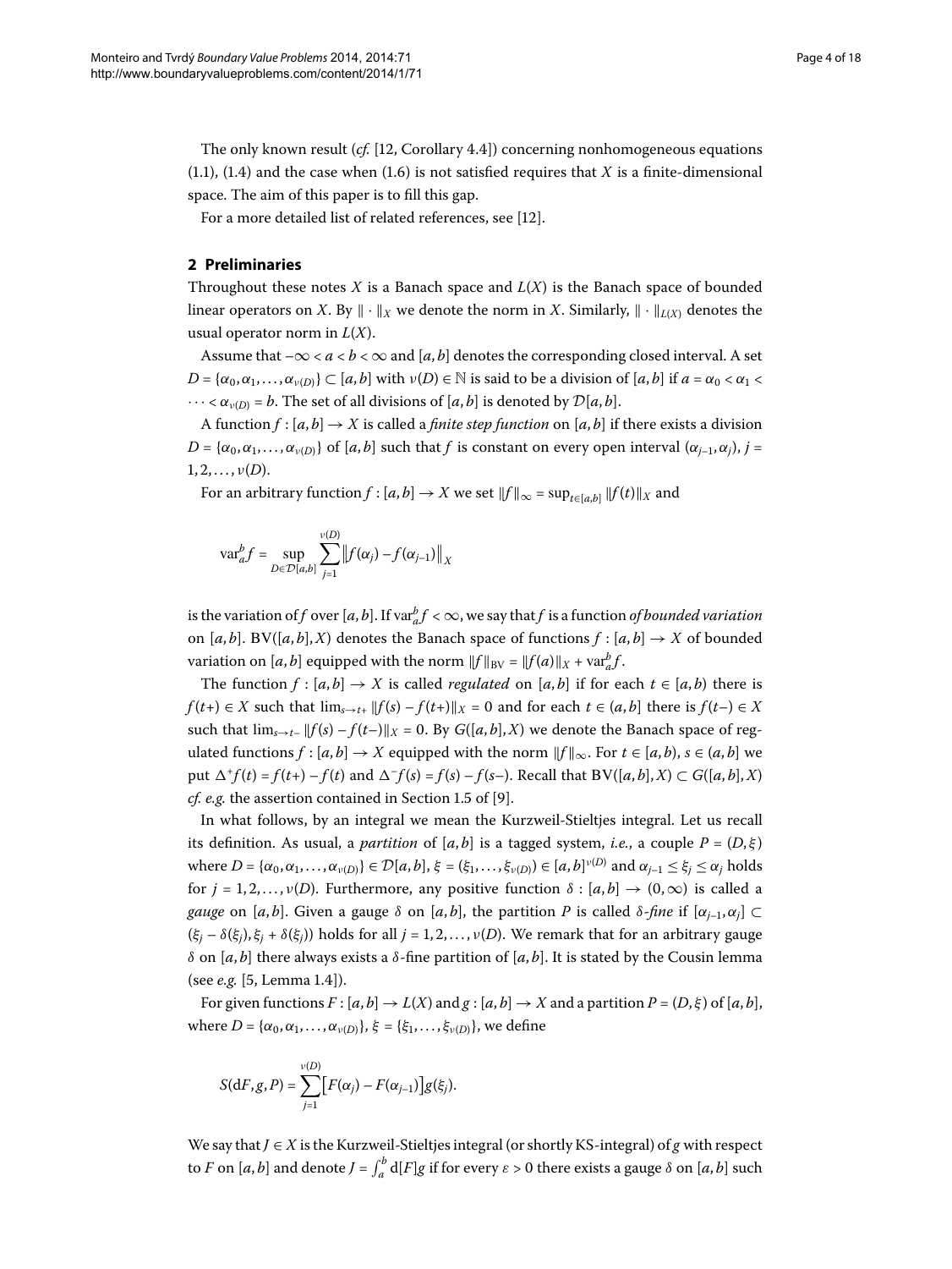The only known result (*cf.* [12, Corollary 4.4]) concerning nonhomogeneous equations (1.1), (1.4) and the case when (1.6) is not satisfied requires that $X$ is a finite-dimensional space. The aim of this paper is to fill this gap.

For a more detailed list of related references, see [12].

## 2 Preliminaries

Throughout these notes $X$ is a Banach space and $L(X)$ is the Banach space of bounded linear operators on $X$. By $\|\cdot\|_X$ we denote the norm in $X$. Similarly, $\|\cdot\|_{L(X)}$ denotes the usual operator norm in $L(X)$.

Assume that $-\infty < a < b < \infty$ and $[a,b]$ denotes the corresponding closed interval. A set $D = \{\alpha_0, \alpha_1, \dots, \alpha_{\nu(D)}\} \subset [a,b]$ with $\nu(D) \in \mathbb{N}$ is said to be a division of $[a,b]$ if $a = \alpha_0 < \alpha_1 < \cdots < \alpha_{\nu(D)} = b$. The set of all divisions of $[a,b]$ is denoted by $\mathcal{D}[a,b]$.

A function $f : [a,b] \to X$ is called a *finite step function* on $[a,b]$ if there exists a division $D = \{\alpha_0, \alpha_1, \dots, \alpha_{\nu(D)}\}$ of $[a,b]$ such that $f$ is constant on every open interval $(\alpha_{j-1}, \alpha_j)$, $j = 1, 2, \dots, \nu(D)$.

For an arbitrary function $f : [a,b] \to X$ we set $\|f\|_\infty = \sup_{t \in [a,b]} \|f(t)\|_X$ and

$$\operatorname{var}_a^b f = \sup_{D \in \mathcal{D}[a,b]} \sum_{j=1}^{\nu(D)} \big\| f(\alpha_j) - f(\alpha_{j-1}) \big\|_X$$

is the variation of $f$ over $[a,b]$. If $\operatorname{var}_a^b f < \infty$, we say that $f$ is a function *of bounded variation* on $[a,b]$. $\mathrm{BV}([a,b],X)$ denotes the Banach space of functions $f : [a,b] \to X$ of bounded variation on $[a,b]$ equipped with the norm $\|f\|_{\mathrm{BV}} = \|f(a)\|_X + \operatorname{var}_a^b f$.

The function $f : [a,b] \to X$ is called *regulated* on $[a,b]$ if for each $t \in [a,b)$ there is $f(t+) \in X$ such that $\lim_{s \to t+} \|f(s) - f(t+)\|_X = 0$ and for each $t \in (a,b]$ there is $f(t-) \in X$ such that $\lim_{s \to t-} \|f(s) - f(t-)\|_X = 0$. By $G([a,b],X)$ we denote the Banach space of regulated functions $f : [a,b] \to X$ equipped with the norm $\|f\|_\infty$. For $t \in [a,b)$, $s \in (a,b]$ we put $\Delta^+ f(t) = f(t+) - f(t)$ and $\Delta^- f(s) = f(s) - f(s-)$. Recall that $\mathrm{BV}([a,b],X) \subset G([a,b],X)$ *cf. e.g.* the assertion contained in Section 1.5 of [9].

In what follows, by an integral we mean the Kurzweil-Stieltjes integral. Let us recall its definition. As usual, a *partition* of $[a,b]$ is a tagged system, *i.e.*, a couple $P = (D, \xi)$ where $D = \{\alpha_0, \alpha_1, \dots, \alpha_{\nu(D)}\} \in \mathcal{D}[a,b]$, $\xi = (\xi_1, \dots, \xi_{\nu(D)}) \in [a,b]^{\nu(D)}$ and $\alpha_{j-1} \le \xi_j \le \alpha_j$ holds for $j = 1, 2, \dots, \nu(D)$. Furthermore, any positive function $\delta : [a,b] \to (0,\infty)$ is called a *gauge* on $[a,b]$. Given a gauge $\delta$ on $[a,b]$, the partition $P$ is called $\delta$-*fine* if $[\alpha_{j-1}, \alpha_j] \subset (\xi_j - \delta(\xi_j), \xi_j + \delta(\xi_j))$ holds for all $j = 1, 2, \dots, \nu(D)$. We remark that for an arbitrary gauge $\delta$ on $[a,b]$ there always exists a $\delta$-fine partition of $[a,b]$. It is stated by the Cousin lemma (see *e.g.* [5, Lemma 1.4]).

For given functions $F : [a,b] \to L(X)$ and $g : [a,b] \to X$ and a partition $P = (D, \xi)$ of $[a,b]$, where $D = \{\alpha_0, \alpha_1, \dots, \alpha_{\nu(D)}\}$, $\xi = \{\xi_1, \dots, \xi_{\nu(D)}\}$, we define

$$S(\mathrm{d}F, g, P) = \sum_{j=1}^{\nu(D)} \big[F(\alpha_j) - F(\alpha_{j-1})\big] g(\xi_j).$$

We say that $J \in X$ is the Kurzweil-Stieltjes integral (or shortly KS-integral) of $g$ with respect to $F$ on $[a,b]$ and denote $J = \int_a^b \mathrm{d}[F]g$ if for every $\varepsilon > 0$ there exists a gauge $\delta$ on $[a,b]$ such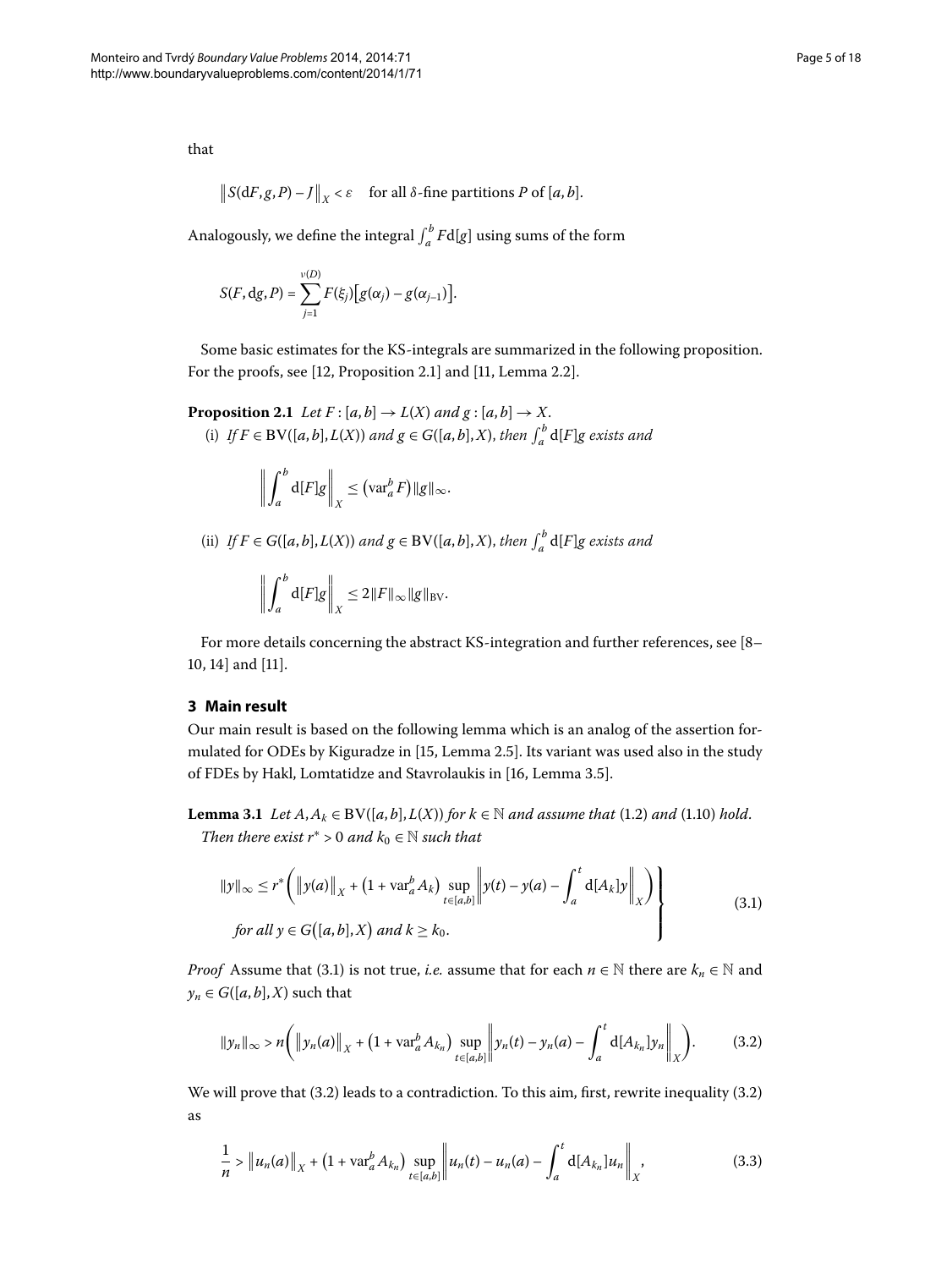that

$$\left\| S(\mathrm{d}F, g, P) - J \right\|_X < \varepsilon \quad \text{for all } \delta\text{-fine partitions } P \text{ of } [a,b].$$

Analogously, we define the integral $\int_a^b F \mathrm{d}[g]$ using sums of the form

$$S(F, \mathrm{d}g, P) = \sum_{j=1}^{\nu(D)} F(\xi_j)\left[g(\alpha_j) - g(\alpha_{j-1})\right].$$

Some basic estimates for the KS-integrals are summarized in the following proposition. For the proofs, see [12, Proposition 2.1] and [11, Lemma 2.2].

**Proposition 2.1** *Let $F : [a,b] \to L(X)$ and $g : [a,b] \to X$.*

(i) *If $F \in \mathrm{BV}([a,b], L(X))$ and $g \in G([a,b], X)$, then $\int_a^b \mathrm{d}[F]g$ exists and*

$$\left\| \int_a^b \mathrm{d}[F]g \right\|_X \leq \left(\mathrm{var}_a^b F\right) \|g\|_\infty.$$

(ii) *If $F \in G([a,b], L(X))$ and $g \in \mathrm{BV}([a,b], X)$, then $\int_a^b \mathrm{d}[F]g$ exists and*

$$\left\| \int_a^b \mathrm{d}[F]g \right\|_X \leq 2\|F\|_\infty \|g\|_{\mathrm{BV}}.$$

For more details concerning the abstract KS-integration and further references, see [8–10, 14] and [11].

## 3 Main result

Our main result is based on the following lemma which is an analog of the assertion formulated for ODEs by Kiguradze in [15, Lemma 2.5]. Its variant was used also in the study of FDEs by Hakl, Lomtatidze and Stavrolaukis in [16, Lemma 3.5].

**Lemma 3.1** *Let $A, A_k \in \mathrm{BV}([a,b], L(X))$ for $k \in \mathbb{N}$ and assume that (1.2) and (1.10) hold. Then there exist $r^* > 0$ and $k_0 \in \mathbb{N}$ such that*

$$\left.\begin{aligned} &\|y\|_\infty \leq r^* \left( \left\| y(a) \right\|_X + \left(1 + \mathrm{var}_a^b A_k\right) \sup_{t \in [a,b]} \left\| y(t) - y(a) - \int_a^t \mathrm{d}[A_k]y \right\|_X \right) \\ &\quad \text{for all } y \in G\left([a,b], X\right) \text{ and } k \geq k_0. \end{aligned}\right\} \tag{3.1}$$

*Proof* Assume that (3.1) is not true, *i.e.* assume that for each $n \in \mathbb{N}$ there are $k_n \in \mathbb{N}$ and $y_n \in G([a,b], X)$ such that

$$\|y_n\|_\infty > n \left( \left\| y_n(a) \right\|_X + \left(1 + \mathrm{var}_a^b A_{k_n}\right) \sup_{t \in [a,b]} \left\| y_n(t) - y_n(a) - \int_a^t \mathrm{d}[A_{k_n}]y_n \right\|_X \right). \tag{3.2}$$

We will prove that (3.2) leads to a contradiction. To this aim, first, rewrite inequality (3.2) as

$$\frac{1}{n} > \left\| u_n(a) \right\|_X + \left(1 + \mathrm{var}_a^b A_{k_n}\right) \sup_{t \in [a,b]} \left\| u_n(t) - u_n(a) - \int_a^t \mathrm{d}[A_{k_n}]u_n \right\|_X, \tag{3.3}$$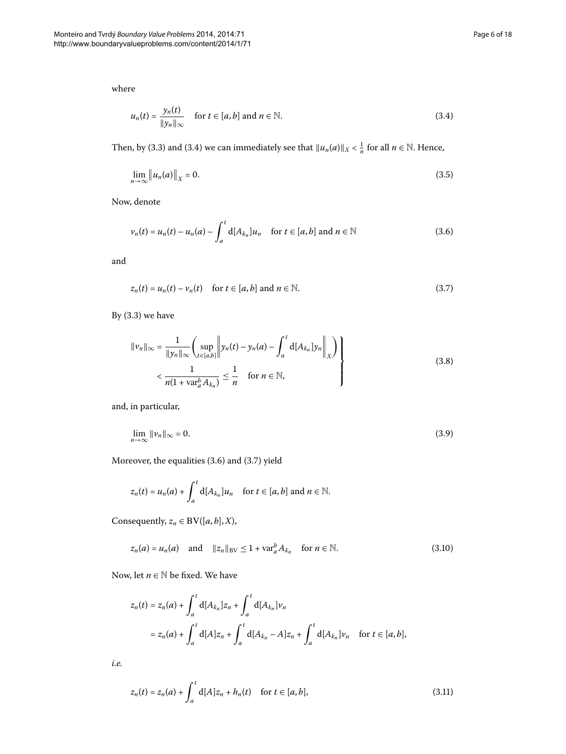where

$$u_n(t) = \frac{y_n(t)}{\|y_n\|_\infty} \quad \text{for } t \in [a,b] \text{ and } n \in \mathbb{N}. \tag{3.4}$$

Then, by (3.3) and (3.4) we can immediately see that $\|u_n(a)\|_X < \frac{1}{n}$ for all $n \in \mathbb{N}$. Hence,

$$\lim_{n\to\infty} \|u_n(a)\|_X = 0. \tag{3.5}$$

Now, denote

$$v_n(t) = u_n(t) - u_n(a) - \int_a^t \mathrm{d}[A_{k_n}]u_n \quad \text{for } t \in [a,b] \text{ and } n \in \mathbb{N} \tag{3.6}$$

and

$$z_n(t) = u_n(t) - v_n(t) \quad \text{for } t \in [a,b] \text{ and } n \in \mathbb{N}. \tag{3.7}$$

By (3.3) we have

$$\left.\begin{aligned} \|v_n\|_\infty &= \frac{1}{\|y_n\|_\infty}\left(\sup_{t\in[a,b]}\left\|y_n(t) - y_n(a) - \int_a^t \mathrm{d}[A_{k_n}]y_n\right\|_X\right) \\ &< \frac{1}{n(1+\operatorname{var}_a^b A_{k_n})} \le \frac{1}{n} \quad \text{for } n \in \mathbb{N}, \end{aligned}\right\} \tag{3.8}$$

and, in particular,

$$\lim_{n\to\infty} \|v_n\|_\infty = 0. \tag{3.9}$$

Moreover, the equalities (3.6) and (3.7) yield

$$z_n(t) = u_n(a) + \int_a^t \mathrm{d}[A_{k_n}]u_n \quad \text{for } t \in [a,b] \text{ and } n \in \mathbb{N}.$$

Consequently, $z_n \in \mathrm{BV}([a,b],X)$,

$$z_n(a) = u_n(a) \quad \text{and} \quad \|z_n\|_{\mathrm{BV}} \le 1 + \operatorname{var}_a^b A_{k_n} \quad \text{for } n \in \mathbb{N}. \tag{3.10}$$

Now, let $n \in \mathbb{N}$ be fixed. We have

$$\begin{aligned} z_n(t) &= z_n(a) + \int_a^t \mathrm{d}[A_{k_n}]z_n + \int_a^t \mathrm{d}[A_{k_n}]v_n \\ &= z_n(a) + \int_a^t \mathrm{d}[A]z_n + \int_a^t \mathrm{d}[A_{k_n} - A]z_n + \int_a^t \mathrm{d}[A_{k_n}]v_n \quad \text{for } t \in [a,b], \end{aligned}$$

*i.e.*

$$z_n(t) = z_n(a) + \int_a^t \mathrm{d}[A]z_n + h_n(t) \quad \text{for } t \in [a,b], \tag{3.11}$$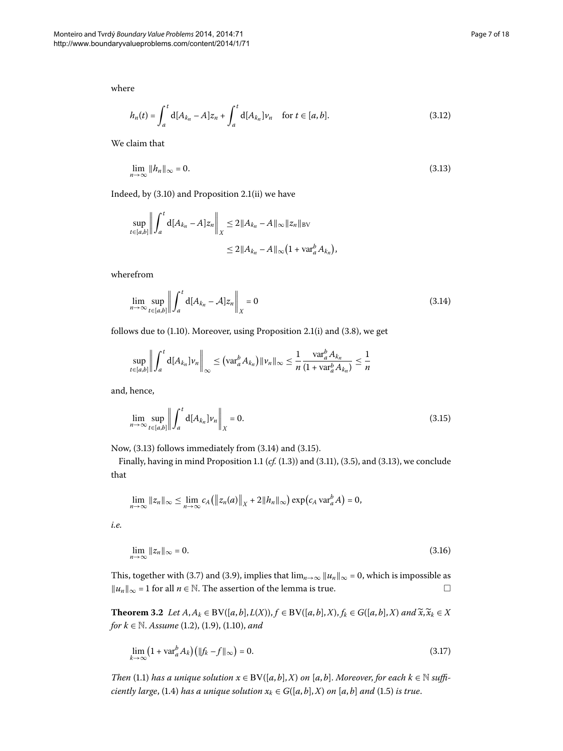where

$$h_n(t) = \int_a^t \mathrm{d}[A_{k_n} - A]z_n + \int_a^t \mathrm{d}[A_{k_n}]v_n \quad \text{for } t \in [a,b]. \tag{3.12}$$

We claim that

$$\lim_{n\to\infty} \|h_n\|_\infty = 0. \tag{3.13}$$

Indeed, by (3.10) and Proposition 2.1(ii) we have

$$\begin{aligned}\sup_{t\in[a,b]}\left\|\int_a^t \mathrm{d}[A_{k_n} - A]z_n\right\|_X &\le 2\|A_{k_n} - A\|_\infty \|z_n\|_{\mathrm{BV}} \\ &\le 2\|A_{k_n} - A\|_\infty \bigl(1 + \mathrm{var}_a^b A_{k_n}\bigr),\end{aligned}$$

wherefrom

$$\lim_{n\to\infty} \sup_{t\in[a,b]}\left\|\int_a^t \mathrm{d}[A_{k_n} - \mathcal{A}]z_n\right\|_X = 0 \tag{3.14}$$

follows due to (1.10). Moreover, using Proposition 2.1(i) and (3.8), we get

$$\sup_{t\in[a,b]}\left\|\int_a^t \mathrm{d}[A_{k_n}]v_n\right\|_\infty \le \bigl(\mathrm{var}_a^b A_{k_n}\bigr)\|v_n\|_\infty \le \frac{1}{n}\frac{\mathrm{var}_a^b A_{k_n}}{(1 + \mathrm{var}_a^b A_{k_n})} \le \frac{1}{n}$$

and, hence,

$$\lim_{n\to\infty} \sup_{t\in[a,b]}\left\|\int_a^t \mathrm{d}[A_{k_n}]v_n\right\|_X = 0. \tag{3.15}$$

Now, (3.13) follows immediately from (3.14) and (3.15).

Finally, having in mind Proposition 1.1 (*cf.* (1.3)) and (3.11), (3.5), and (3.13), we conclude that

$$\lim_{n\to\infty} \|z_n\|_\infty \le \lim_{n\to\infty} c_A\bigl(\|z_n(a)\|_X + 2\|h_n\|_\infty\bigr)\exp\bigl(c_A \,\mathrm{var}_a^b A\bigr) = 0,$$

*i.e.*

$$\lim_{n\to\infty} \|z_n\|_\infty = 0. \tag{3.16}$$

This, together with (3.7) and (3.9), implies that $\lim_{n\to\infty} \|u_n\|_\infty = 0$, which is impossible as $\|u_n\|_\infty = 1$ for all $n \in \mathbb{N}$. The assertion of the lemma is true. □

**Theorem 3.2** *Let $A, A_k \in \mathrm{BV}([a,b], L(X))$, $f \in \mathrm{BV}([a,b], X)$, $f_k \in G([a,b], X)$ and $\widetilde{x}, \widetilde{x}_k \in X$ for $k \in \mathbb{N}$. Assume* (1.2), (1.9), (1.10), *and*

$$\lim_{k\to\infty}\bigl(1 + \mathrm{var}_a^b A_k\bigr)\bigl(\|f_k - f\|_\infty\bigr) = 0. \tag{3.17}$$

*Then* (1.1) *has a unique solution $x \in \mathrm{BV}([a,b], X)$ on $[a,b]$. Moreover, for each $k \in \mathbb{N}$ sufficiently large,* (1.4) *has a unique solution $x_k \in G([a,b], X)$ on $[a,b]$ and* (1.5) *is true.*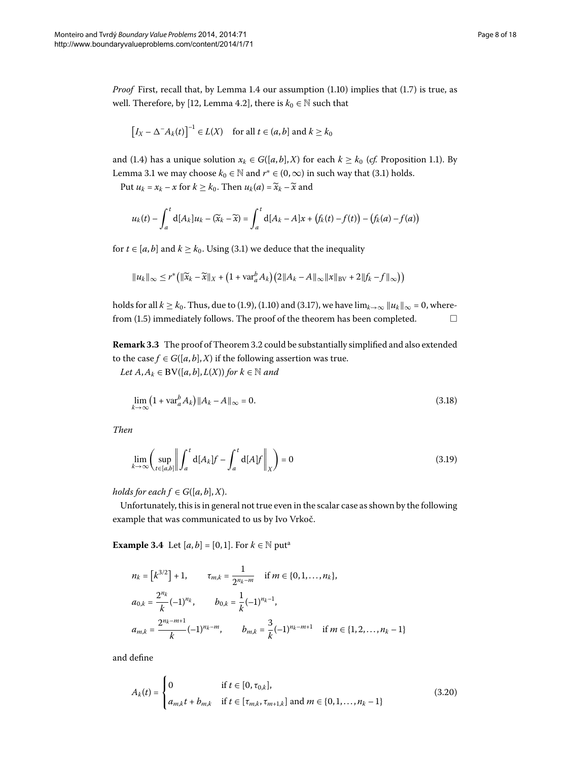*Proof* First, recall that, by Lemma 1.4 our assumption (1.10) implies that (1.7) is true, as well. Therefore, by [12, Lemma 4.2], there is $k_0 \in \mathbb{N}$ such that

$$\left[I_X - \Delta^- A_k(t)\right]^{-1} \in L(X) \quad \text{for all } t \in (a,b] \text{ and } k \geq k_0$$

and (1.4) has a unique solution $x_k \in G([a,b],X)$ for each $k \geq k_0$ (*cf.* Proposition 1.1). By Lemma 3.1 we may choose $k_0 \in \mathbb{N}$ and $r^* \in (0,\infty)$ in such way that (3.1) holds.

Put $u_k = x_k - x$ for $k \geq k_0$. Then $u_k(a) = \widetilde{x}_k - \widetilde{x}$ and

$$u_k(t) - \int_a^t \mathrm{d}[A_k]u_k - (\widetilde{x}_k - \widetilde{x}) = \int_a^t \mathrm{d}[A_k - A]x + \big(f_k(t) - f(t)\big) - \big(f_k(a) - f(a)\big)$$

for $t \in [a,b]$ and $k \geq k_0$. Using (3.1) we deduce that the inequality

$$\|u_k\|_\infty \leq r^* \big(\|\widetilde{x}_k - \widetilde{x}\|_X + \big(1 + \operatorname{var}_a^b A_k\big)\big(2\|A_k - A\|_\infty \|x\|_{\mathrm{BV}} + 2\|f_k - f\|_\infty\big)\big)$$

holds for all $k \geq k_0$. Thus, due to (1.9), (1.10) and (3.17), we have $\lim_{k\to\infty} \|u_k\|_\infty = 0$, wherefrom (1.5) immediately follows. The proof of the theorem has been completed. □

**Remark 3.3** The proof of Theorem 3.2 could be substantially simplified and also extended to the case $f \in G([a,b],X)$ if the following assertion was true.

*Let $A, A_k \in \mathrm{BV}([a,b],L(X))$ for $k \in \mathbb{N}$ and*

$$\lim_{k\to\infty} \big(1 + \operatorname{var}_a^b A_k\big)\|A_k - A\|_\infty = 0. \tag{3.18}$$

*Then*

$$\lim_{k\to\infty} \left( \sup_{t\in[a,b]} \left\| \int_a^t \mathrm{d}[A_k]f - \int_a^t \mathrm{d}[A]f \right\|_X \right) = 0 \tag{3.19}$$

*holds for each $f \in G([a,b],X)$.*

Unfortunately, this is in general not true even in the scalar case as shown by the following example that was communicated to us by Ivo Vrkoč.

**Example 3.4** Let $[a,b] = [0,1]$. For $k \in \mathbb{N}$ put[a]

$$n_k = \big[k^{3/2}\big] + 1, \qquad \tau_{m,k} = \frac{1}{2^{n_k - m}} \quad \text{if } m \in \{0,1,\ldots,n_k\},$$

$$a_{0,k} = \frac{2^{n_k}}{k}(-1)^{n_k}, \qquad b_{0,k} = \frac{1}{k}(-1)^{n_k - 1},$$

$$a_{m,k} = \frac{2^{n_k - m + 1}}{k}(-1)^{n_k - m}, \qquad b_{m,k} = \frac{3}{k}(-1)^{n_k - m + 1} \quad \text{if } m \in \{1,2,\ldots,n_k - 1\}$$

and define

$$A_k(t) = \begin{cases} 0 & \text{if } t \in [0,\tau_{0,k}], \\ a_{m,k}t + b_{m,k} & \text{if } t \in [\tau_{m,k},\tau_{m+1,k}] \text{ and } m \in \{0,1,\ldots,n_k - 1\} \end{cases} \tag{3.20}$$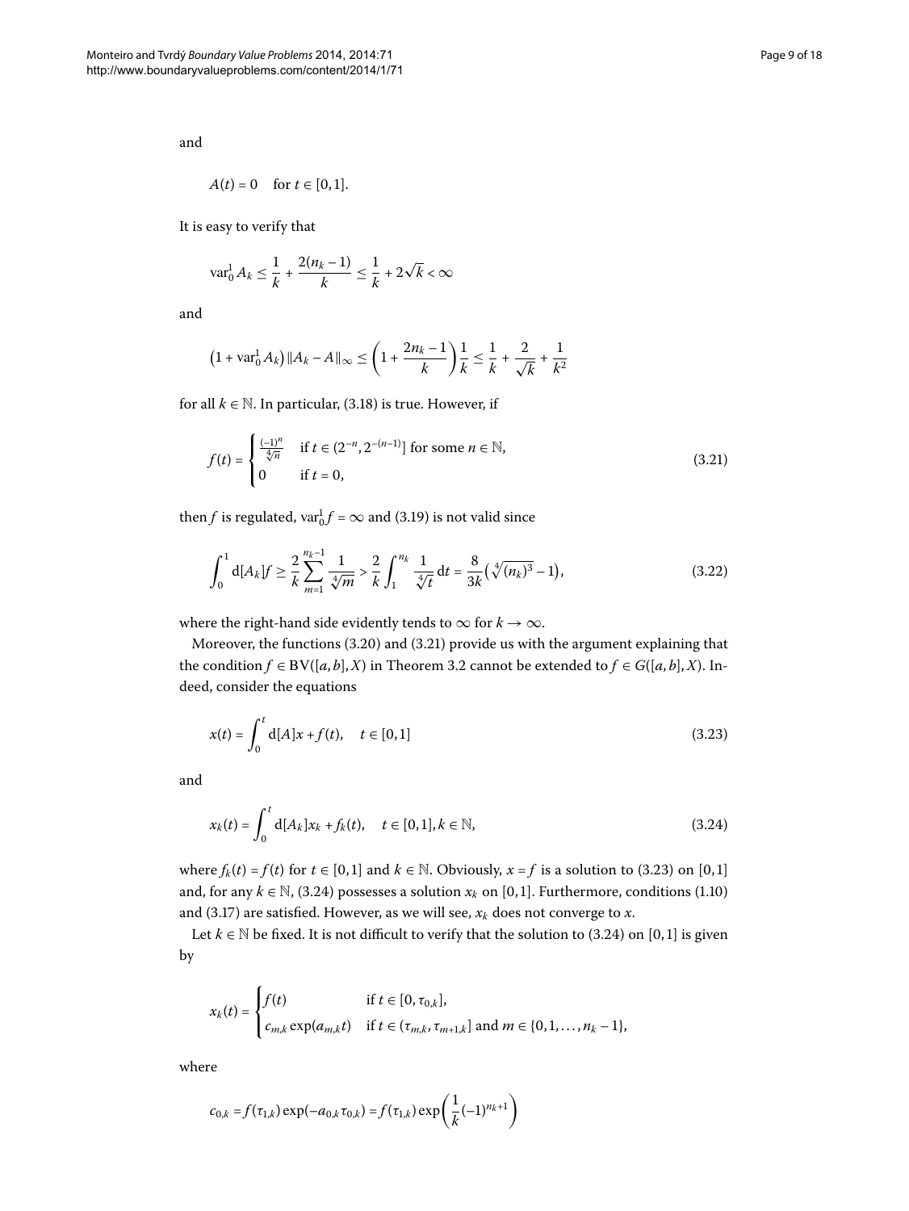and

$$A(t) = 0 \quad \text{for } t \in [0,1].$$

It is easy to verify that

$$\operatorname{var}_0^1 A_k \le \frac{1}{k} + \frac{2(n_k - 1)}{k} \le \frac{1}{k} + 2\sqrt{k} < \infty$$

and

$$\left(1 + \operatorname{var}_0^1 A_k\right) \|A_k - A\|_\infty \le \left(1 + \frac{2n_k - 1}{k}\right)\frac{1}{k} \le \frac{1}{k} + \frac{2}{\sqrt{k}} + \frac{1}{k^2}$$

for all $k \in \mathbb{N}$. In particular, (3.18) is true. However, if

$$f(t) = \begin{cases} \frac{(-1)^n}{\sqrt[4]{n}} & \text{if } t \in (2^{-n}, 2^{-(n-1)}] \text{ for some } n \in \mathbb{N}, \\ 0 & \text{if } t = 0, \end{cases} \tag{3.21}$$

then $f$ is regulated, $\operatorname{var}_0^1 f = \infty$ and (3.19) is not valid since

$$\int_0^1 \mathrm{d}[A_k]f \ge \frac{2}{k} \sum_{m=1}^{n_k - 1} \frac{1}{\sqrt[4]{m}} > \frac{2}{k} \int_1^{n_k} \frac{1}{\sqrt[4]{t}}\,\mathrm{d}t = \frac{8}{3k}\left(\sqrt[4]{(n_k)^3} - 1\right), \tag{3.22}$$

where the right-hand side evidently tends to $\infty$ for $k \to \infty$.

Moreover, the functions (3.20) and (3.21) provide us with the argument explaining that the condition $f \in \mathrm{BV}([a,b], X)$ in Theorem 3.2 cannot be extended to $f \in G([a,b], X)$. Indeed, consider the equations

$$x(t) = \int_0^t \mathrm{d}[A]x + f(t), \quad t \in [0,1] \tag{3.23}$$

and

$$x_k(t) = \int_0^t \mathrm{d}[A_k]x_k + f_k(t), \quad t \in [0,1], k \in \mathbb{N}, \tag{3.24}$$

where $f_k(t) = f(t)$ for $t \in [0,1]$ and $k \in \mathbb{N}$. Obviously, $x = f$ is a solution to (3.23) on $[0,1]$ and, for any $k \in \mathbb{N}$, (3.24) possesses a solution $x_k$ on $[0,1]$. Furthermore, conditions (1.10) and (3.17) are satisfied. However, as we will see, $x_k$ does not converge to $x$.

Let $k \in \mathbb{N}$ be fixed. It is not difficult to verify that the solution to (3.24) on $[0,1]$ is given by

$$x_k(t) = \begin{cases} f(t) & \text{if } t \in [0, \tau_{0,k}], \\ c_{m,k} \exp(a_{m,k} t) & \text{if } t \in (\tau_{m,k}, \tau_{m+1,k}] \text{ and } m \in \{0, 1, \dots, n_k - 1\}, \end{cases}$$

where

$$c_{0,k} = f(\tau_{1,k}) \exp(-a_{0,k}\tau_{0,k}) = f(\tau_{1,k}) \exp\left(\frac{1}{k}(-1)^{n_k+1}\right)$$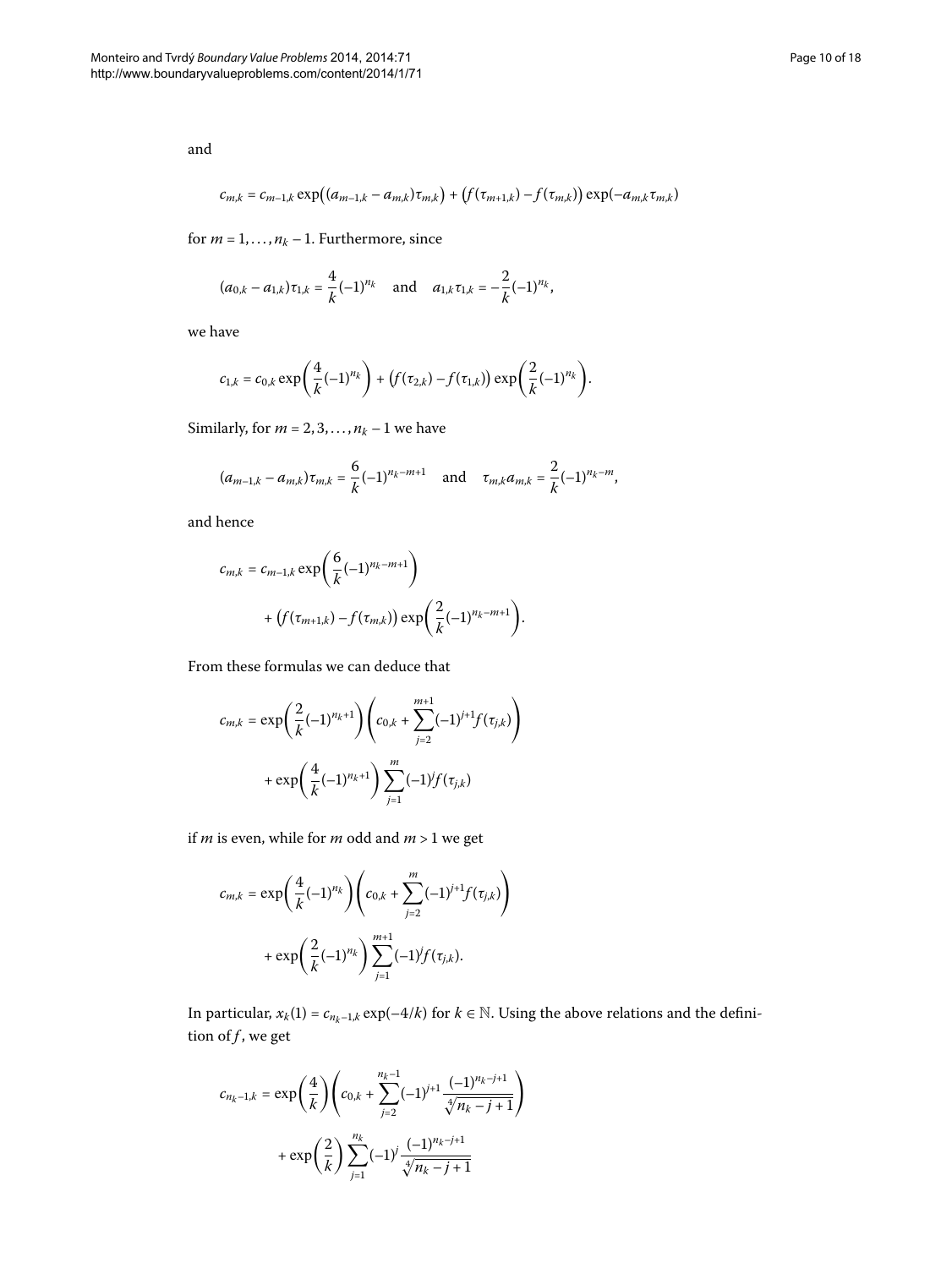and

$$c_{m,k} = c_{m-1,k} \exp\bigl((a_{m-1,k} - a_{m,k})\tau_{m,k}\bigr) + \bigl(f(\tau_{m+1,k}) - f(\tau_{m,k})\bigr) \exp(-a_{m,k}\tau_{m,k})$$

for $m = 1, \ldots, n_k - 1$. Furthermore, since

$$(a_{0,k} - a_{1,k})\tau_{1,k} = \frac{4}{k}(-1)^{n_k} \quad \text{and} \quad a_{1,k}\tau_{1,k} = -\frac{2}{k}(-1)^{n_k},$$

we have

$$c_{1,k} = c_{0,k} \exp\left(\frac{4}{k}(-1)^{n_k}\right) + \bigl(f(\tau_{2,k}) - f(\tau_{1,k})\bigr) \exp\left(\frac{2}{k}(-1)^{n_k}\right).$$

Similarly, for $m = 2, 3, \ldots, n_k - 1$ we have

$$(a_{m-1,k} - a_{m,k})\tau_{m,k} = \frac{6}{k}(-1)^{n_k-m+1} \quad \text{and} \quad \tau_{m,k}a_{m,k} = \frac{2}{k}(-1)^{n_k-m},$$

and hence

$$\begin{aligned} c_{m,k} &= c_{m-1,k} \exp\left(\frac{6}{k}(-1)^{n_k-m+1}\right) \\ &\quad + \bigl(f(\tau_{m+1,k}) - f(\tau_{m,k})\bigr) \exp\left(\frac{2}{k}(-1)^{n_k-m+1}\right). \end{aligned}$$

From these formulas we can deduce that

$$\begin{aligned} c_{m,k} &= \exp\left(\frac{2}{k}(-1)^{n_k+1}\right)\left(c_{0,k} + \sum_{j=2}^{m+1}(-1)^{j+1}f(\tau_{j,k})\right) \\ &\quad + \exp\left(\frac{4}{k}(-1)^{n_k+1}\right)\sum_{j=1}^{m}(-1)^{j}f(\tau_{j,k}) \end{aligned}$$

if $m$ is even, while for $m$ odd and $m > 1$ we get

$$\begin{aligned} c_{m,k} &= \exp\left(\frac{4}{k}(-1)^{n_k}\right)\left(c_{0,k} + \sum_{j=2}^{m}(-1)^{j+1}f(\tau_{j,k})\right) \\ &\quad + \exp\left(\frac{2}{k}(-1)^{n_k}\right)\sum_{j=1}^{m+1}(-1)^{j}f(\tau_{j,k}). \end{aligned}$$

In particular, $x_k(1) = c_{n_k-1,k}\exp(-4/k)$ for $k \in \mathbb{N}$. Using the above relations and the definition of $f$, we get

$$\begin{aligned} c_{n_k-1,k} &= \exp\left(\frac{4}{k}\right)\left(c_{0,k} + \sum_{j=2}^{n_k-1}(-1)^{j+1}\frac{(-1)^{n_k-j+1}}{\sqrt[4]{n_k-j+1}}\right) \\ &\quad + \exp\left(\frac{2}{k}\right)\sum_{j=1}^{n_k}(-1)^{j}\frac{(-1)^{n_k-j+1}}{\sqrt[4]{n_k-j+1}} \end{aligned}$$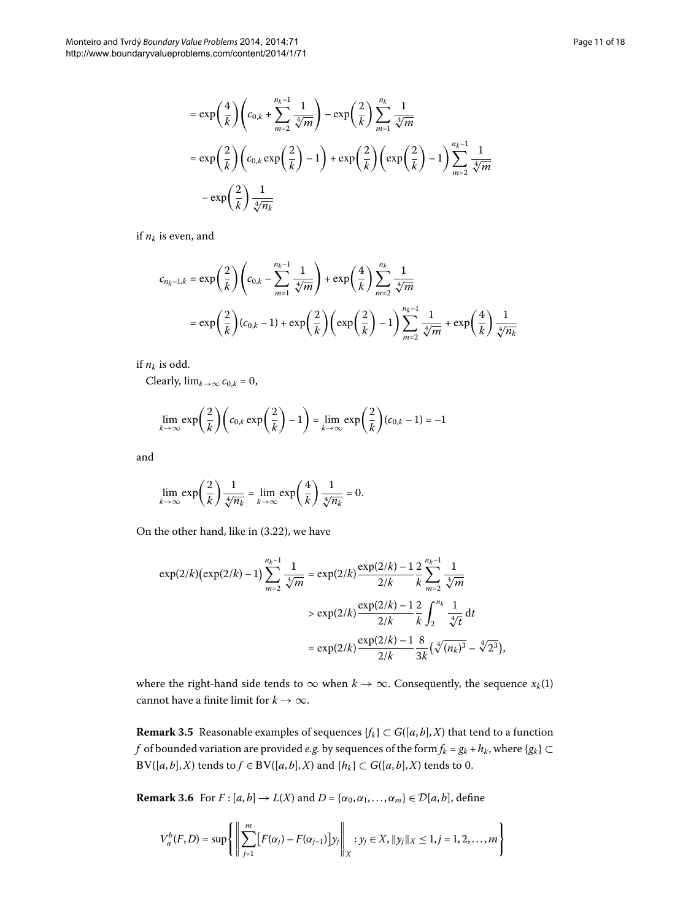$$
\begin{aligned}
&= \exp\left(\frac{4}{k}\right)\left(c_{0,k} + \sum_{m=2}^{n_k-1} \frac{1}{\sqrt[4]{m}}\right) - \exp\left(\frac{2}{k}\right)\sum_{m=1}^{n_k} \frac{1}{\sqrt[4]{m}} \\
&= \exp\left(\frac{2}{k}\right)\left(c_{0,k}\exp\left(\frac{2}{k}\right) - 1\right) + \exp\left(\frac{2}{k}\right)\left(\exp\left(\frac{2}{k}\right) - 1\right)\sum_{m=2}^{n_k-1} \frac{1}{\sqrt[4]{m}} \\
&\quad - \exp\left(\frac{2}{k}\right)\frac{1}{\sqrt[4]{n_k}}
\end{aligned}
$$

if $n_k$ is even, and

$$
\begin{aligned}
c_{n_k-1,k} &= \exp\left(\frac{2}{k}\right)\left(c_{0,k} - \sum_{m=1}^{n_k-1} \frac{1}{\sqrt[4]{m}}\right) + \exp\left(\frac{4}{k}\right)\sum_{m=2}^{n_k} \frac{1}{\sqrt[4]{m}} \\
&= \exp\left(\frac{2}{k}\right)(c_{0,k} - 1) + \exp\left(\frac{2}{k}\right)\left(\exp\left(\frac{2}{k}\right) - 1\right)\sum_{m=2}^{n_k-1} \frac{1}{\sqrt[4]{m}} + \exp\left(\frac{4}{k}\right)\frac{1}{\sqrt[4]{n_k}}
\end{aligned}
$$

if $n_k$ is odd.

Clearly, $\lim_{k\to\infty} c_{0,k} = 0$,

$$
\lim_{k\to\infty} \exp\left(\frac{2}{k}\right)\left(c_{0,k}\exp\left(\frac{2}{k}\right) - 1\right) = \lim_{k\to\infty} \exp\left(\frac{2}{k}\right)(c_{0,k} - 1) = -1
$$

and

$$
\lim_{k\to\infty} \exp\left(\frac{2}{k}\right)\frac{1}{\sqrt[4]{n_k}} = \lim_{k\to\infty} \exp\left(\frac{4}{k}\right)\frac{1}{\sqrt[4]{n_k}} = 0.
$$

On the other hand, like in (3.22), we have

$$
\begin{aligned}
\exp(2/k)\big(\exp(2/k) - 1\big)\sum_{m=2}^{n_k-1} \frac{1}{\sqrt[4]{m}} &= \exp(2/k)\frac{\exp(2/k) - 1}{2/k}\frac{2}{k}\sum_{m=2}^{n_k-1} \frac{1}{\sqrt[4]{m}} \\
&> \exp(2/k)\frac{\exp(2/k) - 1}{2/k}\frac{2}{k}\int_2^{n_k} \frac{1}{\sqrt[4]{t}}\,\mathrm{d}t \\
&= \exp(2/k)\frac{\exp(2/k) - 1}{2/k}\frac{8}{3k}\big(\sqrt[4]{(n_k)^3} - \sqrt[4]{2^3}\big),
\end{aligned}
$$

where the right-hand side tends to $\infty$ when $k \to \infty$. Consequently, the sequence $x_k(1)$ cannot have a finite limit for $k \to \infty$.

**Remark 3.5** Reasonable examples of sequences $\{f_k\} \subset G([a,b],X)$ that tend to a function $f$ of bounded variation are provided *e.g.* by sequences of the form $f_k = g_k + h_k$, where $\{g_k\} \subset \mathrm{BV}([a,b],X)$ tends to $f \in \mathrm{BV}([a,b],X)$ and $\{h_k\} \subset G([a,b],X)$ tends to 0.

**Remark 3.6** For $F : [a,b] \to L(X)$ and $D = \{\alpha_0, \alpha_1, \dots, \alpha_m\} \in \mathcal{D}[a,b]$, define

$$
V_a^b(F,D) = \sup\left\{ \left\| \sum_{j=1}^m \big[F(\alpha_j) - F(\alpha_{j-1})\big] y_j \right\|_X : y_j \in X, \|y_j\|_X \le 1, j = 1, 2, \dots, m \right\}
$$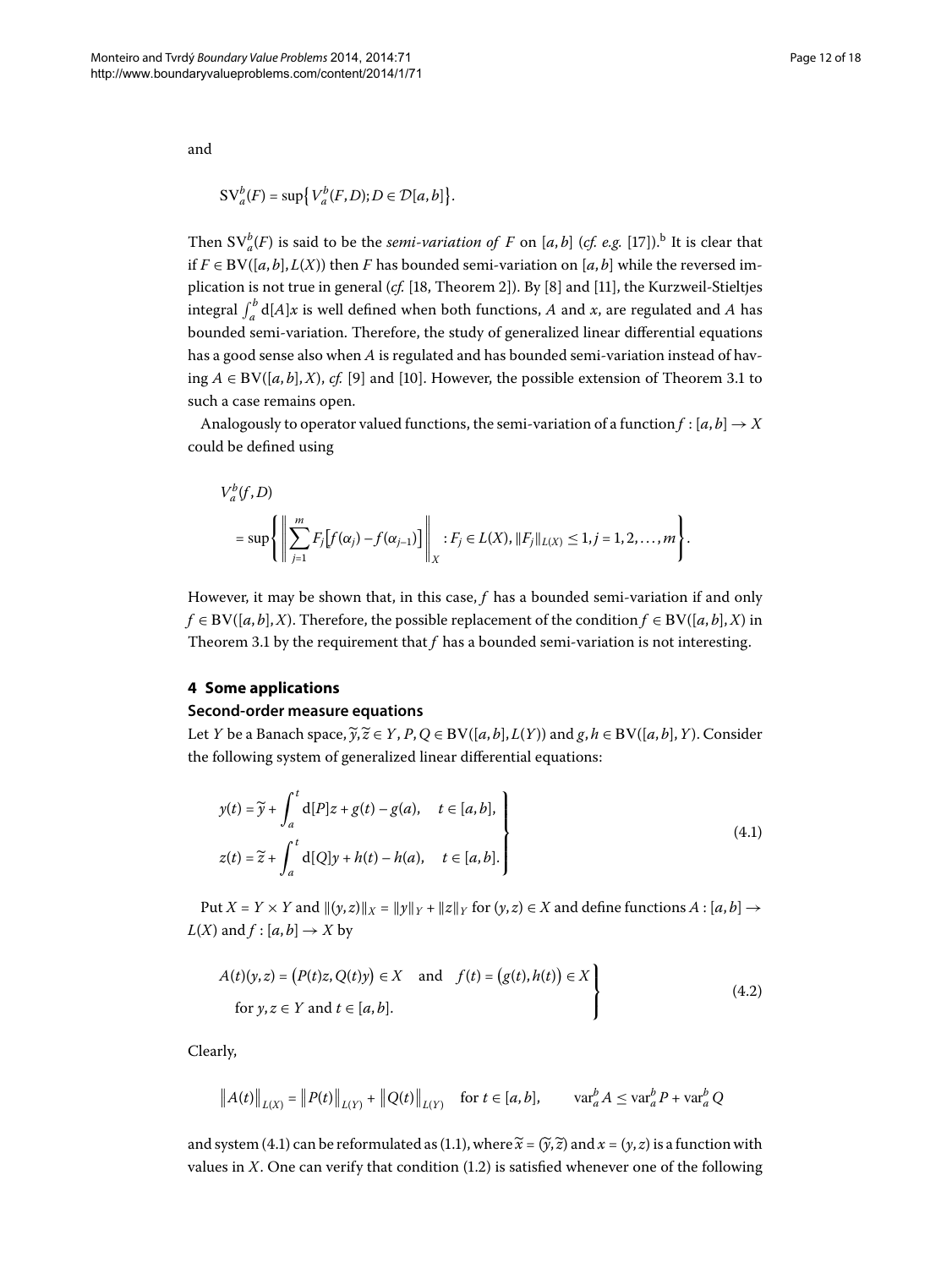and

$$\mathrm{SV}_a^b(F) = \sup\big\{ V_a^b(F,D); D \in \mathcal{D}[a,b] \big\}.$$

Then $\mathrm{SV}_a^b(F)$ is said to be the *semi-variation of* $F$ on $[a,b]$ (*cf. e.g.* [17]).[b] It is clear that if $F \in \mathrm{BV}([a,b],L(X))$ then $F$ has bounded semi-variation on $[a,b]$ while the reversed implication is not true in general (*cf.* [18, Theorem 2]). By [8] and [11], the Kurzweil-Stieltjes integral $\int_a^b \mathrm{d}[A]x$ is well defined when both functions, $A$ and $x$, are regulated and $A$ has bounded semi-variation. Therefore, the study of generalized linear differential equations has a good sense also when $A$ is regulated and has bounded semi-variation instead of having $A \in \mathrm{BV}([a,b],X)$, *cf.* [9] and [10]. However, the possible extension of Theorem 3.1 to such a case remains open.

Analogously to operator valued functions, the semi-variation of a function $f : [a,b] \to X$ could be defined using

$$V_a^b(f,D) = \sup\left\{ \left\| \sum_{j=1}^m F_j\big[f(\alpha_j) - f(\alpha_{j-1})\big] \right\|_X : F_j \in L(X), \|F_j\|_{L(X)} \le 1, j = 1,2,\dots,m \right\}.$$

However, it may be shown that, in this case, $f$ has a bounded semi-variation if and only $f \in \mathrm{BV}([a,b],X)$. Therefore, the possible replacement of the condition $f \in \mathrm{BV}([a,b],X)$ in Theorem 3.1 by the requirement that $f$ has a bounded semi-variation is not interesting.

## 4 Some applications

### Second-order measure equations

Let $Y$ be a Banach space, $\widetilde{y}, \widetilde{z} \in Y$, $P, Q \in \mathrm{BV}([a,b],L(Y))$ and $g, h \in \mathrm{BV}([a,b],Y)$. Consider the following system of generalized linear differential equations:

$$\left.\begin{aligned} y(t) &= \widetilde{y} + \int_a^t \mathrm{d}[P]z + g(t) - g(a), \quad t \in [a,b], \\ z(t) &= \widetilde{z} + \int_a^t \mathrm{d}[Q]y + h(t) - h(a), \quad t \in [a,b]. \end{aligned}\right\} \tag{4.1}$$

Put $X = Y \times Y$ and $\|(y,z)\|_X = \|y\|_Y + \|z\|_Y$ for $(y,z) \in X$ and define functions $A : [a,b] \to L(X)$ and $f : [a,b] \to X$ by

$$\left.\begin{aligned} &A(t)(y,z) = \big(P(t)z, Q(t)y\big) \in X \quad \text{and} \quad f(t) = \big(g(t), h(t)\big) \in X \\ &\quad \text{for } y, z \in Y \text{ and } t \in [a,b]. \end{aligned}\right\} \tag{4.2}$$

Clearly,

$$\big\|A(t)\big\|_{L(X)} = \big\|P(t)\big\|_{L(Y)} + \big\|Q(t)\big\|_{L(Y)} \quad \text{for } t \in [a,b], \qquad \mathrm{var}_a^b A \le \mathrm{var}_a^b P + \mathrm{var}_a^b Q$$

and system (4.1) can be reformulated as (1.1), where $\widetilde{x} = (\widetilde{y}, \widetilde{z})$ and $x = (y,z)$ is a function with values in $X$. One can verify that condition (1.2) is satisfied whenever one of the following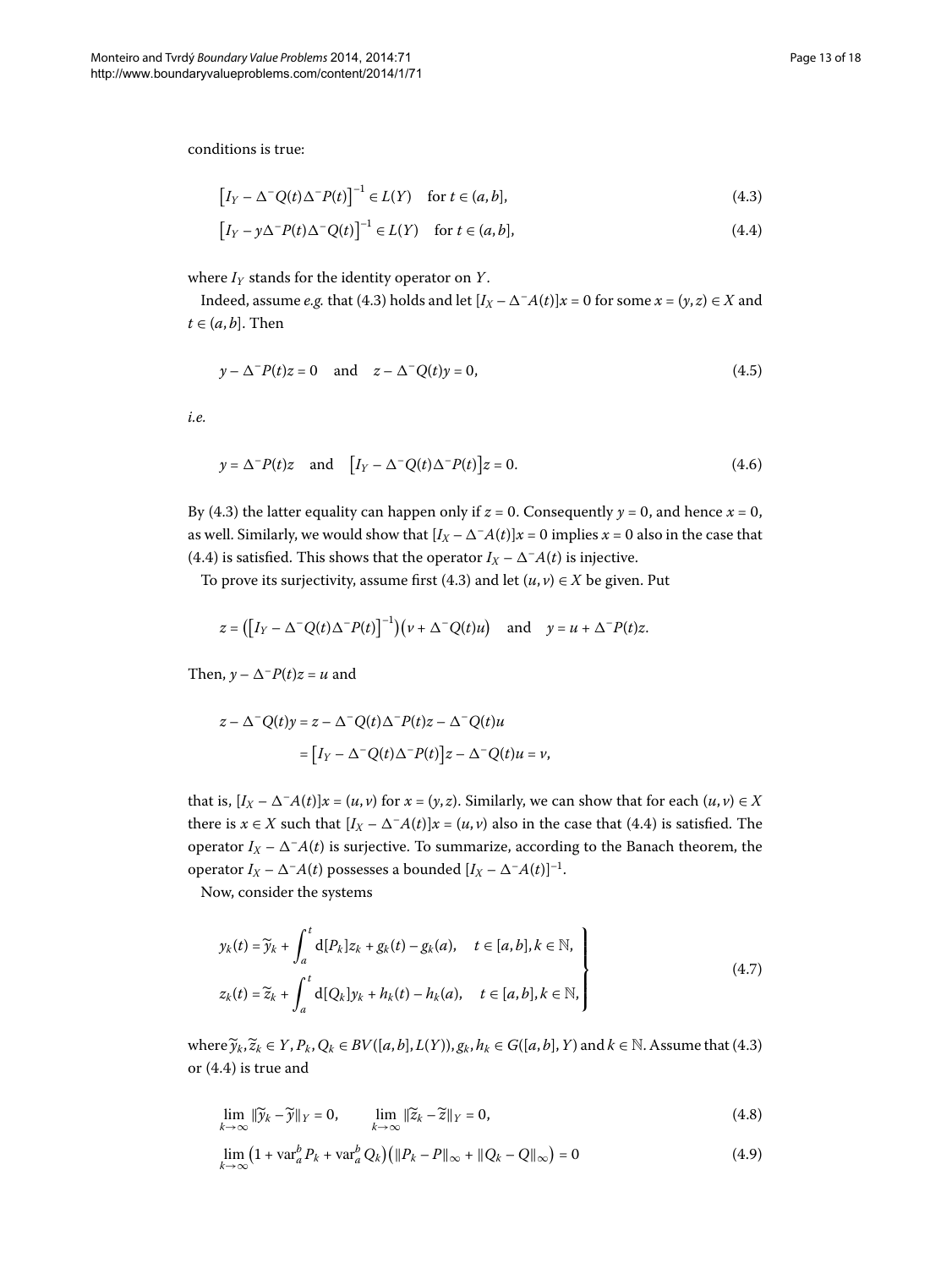conditions is true:

$$\left[I_Y - \Delta^- Q(t)\Delta^- P(t)\right]^{-1} \in L(Y) \quad \text{for } t \in (a,b], \tag{4.3}$$

$$\left[I_Y - y\Delta^- P(t)\Delta^- Q(t)\right]^{-1} \in L(Y) \quad \text{for } t \in (a,b], \tag{4.4}$$

where $I_Y$ stands for the identity operator on $Y$.

Indeed, assume *e.g.* that (4.3) holds and let $[I_X - \Delta^- A(t)]x = 0$ for some $x = (y,z) \in X$ and $t \in (a,b]$. Then

$$y - \Delta^- P(t)z = 0 \quad \text{and} \quad z - \Delta^- Q(t)y = 0, \tag{4.5}$$

*i.e.*

$$y = \Delta^- P(t)z \quad \text{and} \quad \left[I_Y - \Delta^- Q(t)\Delta^- P(t)\right]z = 0. \tag{4.6}$$

By (4.3) the latter equality can happen only if $z = 0$. Consequently $y = 0$, and hence $x = 0$, as well. Similarly, we would show that $[I_X - \Delta^- A(t)]x = 0$ implies $x = 0$ also in the case that (4.4) is satisfied. This shows that the operator $I_X - \Delta^- A(t)$ is injective.

To prove its surjectivity, assume first (4.3) and let $(u,v) \in X$ be given. Put

$$z = \left(\left[I_Y - \Delta^- Q(t)\Delta^- P(t)\right]^{-1}\right)\left(v + \Delta^- Q(t)u\right) \quad \text{and} \quad y = u + \Delta^- P(t)z.$$

Then, $y - \Delta^- P(t)z = u$ and

$$\begin{aligned} z - \Delta^- Q(t)y &= z - \Delta^- Q(t)\Delta^- P(t)z - \Delta^- Q(t)u \\ &= \left[I_Y - \Delta^- Q(t)\Delta^- P(t)\right]z - \Delta^- Q(t)u = v, \end{aligned}$$

that is, $[I_X - \Delta^- A(t)]x = (u,v)$ for $x = (y,z)$. Similarly, we can show that for each $(u,v) \in X$ there is $x \in X$ such that $[I_X - \Delta^- A(t)]x = (u,v)$ also in the case that (4.4) is satisfied. The operator $I_X - \Delta^- A(t)$ is surjective. To summarize, according to the Banach theorem, the operator $I_X - \Delta^- A(t)$ possesses a bounded $[I_X - \Delta^- A(t)]^{-1}$.

Now, consider the systems

$$\left.\begin{aligned} y_k(t) &= \widetilde{y}_k + \int_a^t \mathrm{d}[P_k]z_k + g_k(t) - g_k(a), \quad t \in [a,b], k \in \mathbb{N}, \\ z_k(t) &= \widetilde{z}_k + \int_a^t \mathrm{d}[Q_k]y_k + h_k(t) - h_k(a), \quad t \in [a,b], k \in \mathbb{N}, \end{aligned}\right\} \tag{4.7}$$

where $\widetilde{y}_k, \widetilde{z}_k \in Y$, $P_k, Q_k \in BV([a,b], L(Y))$, $g_k, h_k \in G([a,b], Y)$ and $k \in \mathbb{N}$. Assume that (4.3) or (4.4) is true and

$$\lim_{k\to\infty} \|\widetilde{y}_k - \widetilde{y}\|_Y = 0, \qquad \lim_{k\to\infty} \|\widetilde{z}_k - \widetilde{z}\|_Y = 0, \tag{4.8}$$

$$\lim_{k\to\infty} \left(1 + \operatorname{var}_a^b P_k + \operatorname{var}_a^b Q_k\right)\left(\|P_k - P\|_\infty + \|Q_k - Q\|_\infty\right) = 0 \tag{4.9}$$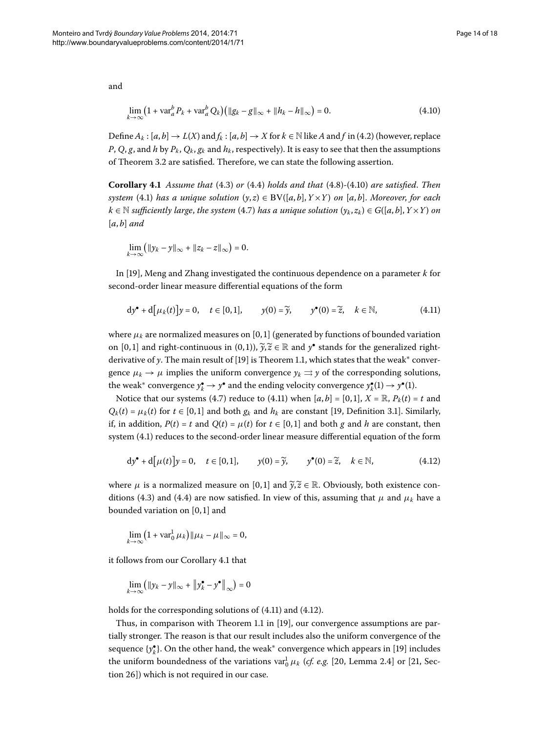and

$$\lim_{k\to\infty}\left(1+\operatorname{var}_a^b P_k+\operatorname{var}_a^b Q_k\right)\left(\|g_k-g\|_\infty+\|h_k-h\|_\infty\right)=0. \tag{4.10}$$

Define $A_k:[a,b]\to L(X)$ and $f_k:[a,b]\to X$ for $k\in\mathbb{N}$ like $A$ and $f$ in (4.2) (however, replace $P$, $Q$, $g$, and $h$ by $P_k$, $Q_k$, $g_k$ and $h_k$, respectively). It is easy to see that then the assumptions of Theorem 3.2 are satisfied. Therefore, we can state the following assertion.

**Corollary 4.1** *Assume that* (4.3) *or* (4.4) *holds and that* (4.8)-(4.10) *are satisfied. Then system* (4.1) *has a unique solution* $(y,z)\in \mathrm{BV}([a,b],Y\times Y)$ *on* $[a,b]$. *Moreover, for each* $k\in\mathbb{N}$ *sufficiently large, the system* (4.7) *has a unique solution* $(y_k,z_k)\in G([a,b],Y\times Y)$ *on* $[a,b]$ *and*

$$\lim_{k\to\infty}\left(\|y_k-y\|_\infty+\|z_k-z\|_\infty\right)=0.$$

In [19], Meng and Zhang investigated the continuous dependence on a parameter $k$ for second-order linear measure differential equations of the form

$$dy^\bullet+d\left[\mu_k(t)\right]y=0,\quad t\in[0,1],\qquad y(0)=\widetilde{y},\qquad y^\bullet(0)=\widetilde{z},\quad k\in\mathbb{N}, \tag{4.11}$$

where $\mu_k$ are normalized measures on $[0,1]$ (generated by functions of bounded variation on $[0,1]$ and right-continuous in $(0,1)$), $\widetilde{y},\widetilde{z}\in\mathbb{R}$ and $y^\bullet$ stands for the generalized right-derivative of $y$. The main result of [19] is Theorem 1.1, which states that the weak* convergence $\mu_k\to\mu$ implies the uniform convergence $y_k\rightrightarrows y$ of the corresponding solutions, the weak* convergence $y_k^\bullet\to y^\bullet$ and the ending velocity convergence $y_k^\bullet(1)\to y^\bullet(1)$.

Notice that our systems (4.7) reduce to (4.11) when $[a,b]=[0,1]$, $X=\mathbb{R}$, $P_k(t)=t$ and $Q_k(t)=\mu_k(t)$ for $t\in[0,1]$ and both $g_k$ and $h_k$ are constant [19, Definition 3.1]. Similarly, if, in addition, $P(t)=t$ and $Q(t)=\mu(t)$ for $t\in[0,1]$ and both $g$ and $h$ are constant, then system (4.1) reduces to the second-order linear measure differential equation of the form

$$dy^\bullet+d\left[\mu(t)\right]y=0,\quad t\in[0,1],\qquad y(0)=\widetilde{y},\qquad y^\bullet(0)=\widetilde{z},\quad k\in\mathbb{N}, \tag{4.12}$$

where $\mu$ is a normalized measure on $[0,1]$ and $\widetilde{y},\widetilde{z}\in\mathbb{R}$. Obviously, both existence conditions (4.3) and (4.4) are now satisfied. In view of this, assuming that $\mu$ and $\mu_k$ have a bounded variation on $[0,1]$ and

$$\lim_{k\to\infty}\left(1+\operatorname{var}_0^1\mu_k\right)\|\mu_k-\mu\|_\infty=0,$$

it follows from our Corollary 4.1 that

$$\lim_{k\to\infty}\left(\|y_k-y\|_\infty+\left\|y_k^\bullet-y^\bullet\right\|_\infty\right)=0$$

holds for the corresponding solutions of (4.11) and (4.12).

Thus, in comparison with Theorem 1.1 in [19], our convergence assumptions are partially stronger. The reason is that our result includes also the uniform convergence of the sequence $\{y_k^\bullet\}$. On the other hand, the weak* convergence which appears in [19] includes the uniform boundedness of the variations $\operatorname{var}_0^1\mu_k$ (*cf. e.g.* [20, Lemma 2.4] or [21, Section 26]) which is not required in our case.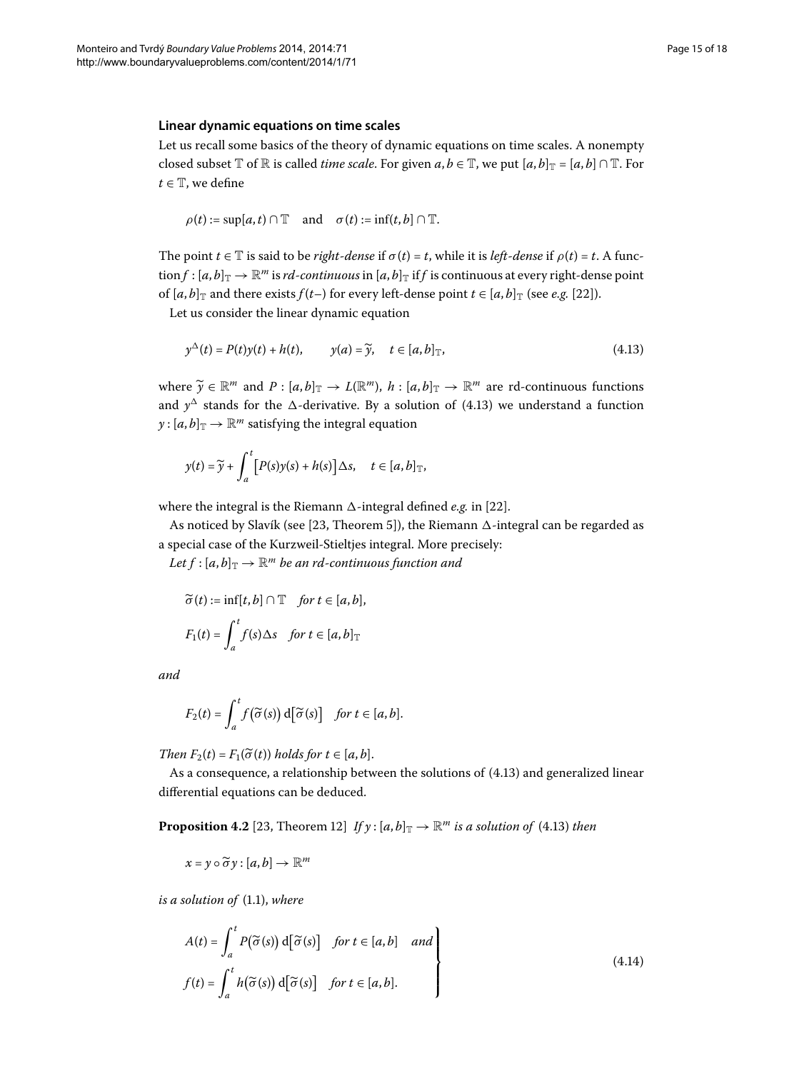### Linear dynamic equations on time scales

Let us recall some basics of the theory of dynamic equations on time scales. A nonempty closed subset $\mathbb{T}$ of $\mathbb{R}$ is called *time scale*. For given $a, b \in \mathbb{T}$, we put $[a,b]_{\mathbb{T}} = [a,b] \cap \mathbb{T}$. For $t \in \mathbb{T}$, we define

$$\rho(t) := \sup[a,t) \cap \mathbb{T} \quad \text{and} \quad \sigma(t) := \inf(t,b] \cap \mathbb{T}.$$

The point $t \in \mathbb{T}$ is said to be *right-dense* if $\sigma(t) = t$, while it is *left-dense* if $\rho(t) = t$. A function $f : [a,b]_{\mathbb{T}} \to \mathbb{R}^m$ is *rd-continuous* in $[a,b]_{\mathbb{T}}$ if $f$ is continuous at every right-dense point of $[a,b]_{\mathbb{T}}$ and there exists $f(t-)$ for every left-dense point $t \in [a,b]_{\mathbb{T}}$ (see *e.g.* [22]).

Let us consider the linear dynamic equation

$$y^{\Delta}(t) = P(t)y(t) + h(t), \qquad y(a) = \widetilde{y}, \quad t \in [a,b]_{\mathbb{T}}, \tag{4.13}$$

where $\widetilde{y} \in \mathbb{R}^m$ and $P : [a,b]_{\mathbb{T}} \to L(\mathbb{R}^m)$, $h : [a,b]_{\mathbb{T}} \to \mathbb{R}^m$ are rd-continuous functions and $y^{\Delta}$ stands for the $\Delta$-derivative. By a solution of (4.13) we understand a function $y : [a,b]_{\mathbb{T}} \to \mathbb{R}^m$ satisfying the integral equation

$$y(t) = \widetilde{y} + \int_a^t \big[P(s)y(s) + h(s)\big]\Delta s, \quad t \in [a,b]_{\mathbb{T}},$$

where the integral is the Riemann $\Delta$-integral defined *e.g.* in [22].

As noticed by Slavík (see [23, Theorem 5]), the Riemann $\Delta$-integral can be regarded as a special case of the Kurzweil-Stieltjes integral. More precisely:

*Let $f : [a,b]_{\mathbb{T}} \to \mathbb{R}^m$ be an rd-continuous function and*

$$\widetilde{\sigma}(t) := \inf[t,b] \cap \mathbb{T} \quad \textit{for } t \in [a,b],$$

$$F_1(t) = \int_a^t f(s)\Delta s \quad \textit{for } t \in [a,b]_{\mathbb{T}}$$

*and*

$$F_2(t) = \int_a^t f\big(\widetilde{\sigma}(s)\big)\, \mathrm{d}\big[\widetilde{\sigma}(s)\big] \quad \textit{for } t \in [a,b].$$

*Then $F_2(t) = F_1(\widetilde{\sigma}(t))$ holds for $t \in [a,b]$.*

As a consequence, a relationship between the solutions of (4.13) and generalized linear differential equations can be deduced.

**Proposition 4.2** [23, Theorem 12] *If $y : [a,b]_{\mathbb{T}} \to \mathbb{R}^m$ is a solution of* (4.13) *then*

$$x = y \circ \widetilde{\sigma} y : [a,b] \to \mathbb{R}^m$$

*is a solution of* (1.1), *where*

$$\left.\begin{aligned} A(t) &= \int_a^t P\big(\widetilde{\sigma}(s)\big)\, \mathrm{d}\big[\widetilde{\sigma}(s)\big] \quad \textit{for } t \in [a,b] \quad \textit{and} \\ f(t) &= \int_a^t h\big(\widetilde{\sigma}(s)\big)\, \mathrm{d}\big[\widetilde{\sigma}(s)\big] \quad \textit{for } t \in [a,b]. \end{aligned}\right\} \tag{4.14}$$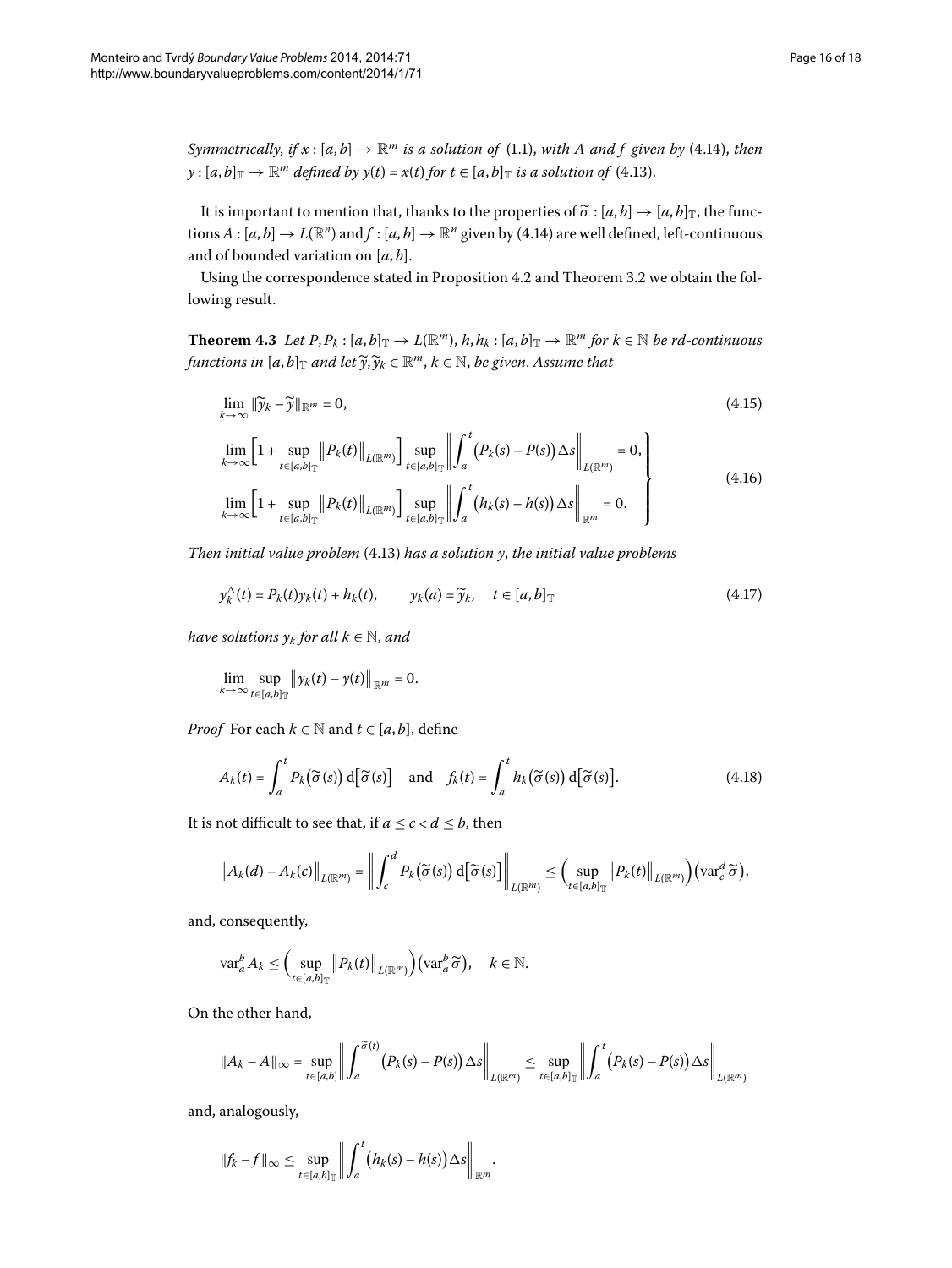*Symmetrically, if $x : [a,b] \to \mathbb{R}^m$ is a solution of* (1.1)*, with $A$ and $f$ given by* (4.14)*, then $y : [a,b]_{\mathbb{T}} \to \mathbb{R}^m$ defined by $y(t) = x(t)$ for $t \in [a,b]_{\mathbb{T}}$ is a solution of* (4.13).

It is important to mention that, thanks to the properties of $\widetilde{\sigma} : [a,b] \to [a,b]_{\mathbb{T}}$, the functions $A : [a,b] \to L(\mathbb{R}^n)$ and $f : [a,b] \to \mathbb{R}^n$ given by (4.14) are well defined, left-continuous and of bounded variation on $[a,b]$.

Using the correspondence stated in Proposition 4.2 and Theorem 3.2 we obtain the following result.

**Theorem 4.3** *Let $P, P_k : [a,b]_{\mathbb{T}} \to L(\mathbb{R}^m)$, $h, h_k : [a,b]_{\mathbb{T}} \to \mathbb{R}^m$ for $k \in \mathbb{N}$ be rd-continuous functions in $[a,b]_{\mathbb{T}}$ and let $\widetilde{y}, \widetilde{y}_k \in \mathbb{R}^m$, $k \in \mathbb{N}$, be given. Assume that*

$$\lim_{k\to\infty} \|\widetilde{y}_k - \widetilde{y}\|_{\mathbb{R}^m} = 0, \tag{4.15}$$

$$\left.\begin{aligned}
&\lim_{k\to\infty}\Big[1 + \sup_{t\in[a,b]_{\mathbb{T}}} \big\|P_k(t)\big\|_{L(\mathbb{R}^m)}\Big] \sup_{t\in[a,b]_{\mathbb{T}}} \left\| \int_a^t \big(P_k(s) - P(s)\big)\Delta s \right\|_{L(\mathbb{R}^m)} = 0,\\
&\lim_{k\to\infty}\Big[1 + \sup_{t\in[a,b]_{\mathbb{T}}} \big\|P_k(t)\big\|_{L(\mathbb{R}^m)}\Big] \sup_{t\in[a,b]_{\mathbb{T}}} \left\| \int_a^t \big(h_k(s) - h(s)\big)\Delta s \right\|_{\mathbb{R}^m} = 0.
\end{aligned}\right\} \tag{4.16}$$

*Then initial value problem* (4.13) *has a solution $y$, the initial value problems*

$$y_k^{\Delta}(t) = P_k(t)y_k(t) + h_k(t), \qquad y_k(a) = \widetilde{y}_k, \quad t \in [a,b]_{\mathbb{T}} \tag{4.17}$$

*have solutions $y_k$ for all $k \in \mathbb{N}$, and*

$$\lim_{k\to\infty} \sup_{t\in[a,b]_{\mathbb{T}}} \big\|y_k(t) - y(t)\big\|_{\mathbb{R}^m} = 0.$$

*Proof* For each $k \in \mathbb{N}$ and $t \in [a,b]$, define

$$A_k(t) = \int_a^t P_k\big(\widetilde{\sigma}(s)\big)\,\mathrm{d}\big[\widetilde{\sigma}(s)\big] \quad \text{and} \quad f_k(t) = \int_a^t h_k\big(\widetilde{\sigma}(s)\big)\,\mathrm{d}\big[\widetilde{\sigma}(s)\big]. \tag{4.18}$$

It is not difficult to see that, if $a \le c < d \le b$, then

$$\big\|A_k(d) - A_k(c)\big\|_{L(\mathbb{R}^m)} = \left\| \int_c^d P_k\big(\widetilde{\sigma}(s)\big)\,\mathrm{d}\big[\widetilde{\sigma}(s)\big] \right\|_{L(\mathbb{R}^m)} \le \Big( \sup_{t\in[a,b]_{\mathbb{T}}} \big\|P_k(t)\big\|_{L(\mathbb{R}^m)} \Big) \big(\mathrm{var}_c^d\, \widetilde{\sigma}\big),$$

and, consequently,

$$\mathrm{var}_a^b A_k \le \Big( \sup_{t\in[a,b]_{\mathbb{T}}} \big\|P_k(t)\big\|_{L(\mathbb{R}^m)} \Big) \big(\mathrm{var}_a^b\, \widetilde{\sigma}\big), \quad k \in \mathbb{N}.$$

On the other hand,

$$\|A_k - A\|_\infty = \sup_{t\in[a,b]} \left\| \int_a^{\widetilde{\sigma}(t)} \big(P_k(s) - P(s)\big)\Delta s \right\|_{L(\mathbb{R}^m)} \le \sup_{t\in[a,b]_{\mathbb{T}}} \left\| \int_a^t \big(P_k(s) - P(s)\big)\Delta s \right\|_{L(\mathbb{R}^m)}$$

and, analogously,

$$\|f_k - f\|_\infty \le \sup_{t\in[a,b]_{\mathbb{T}}} \left\| \int_a^t \big(h_k(s) - h(s)\big)\Delta s \right\|_{\mathbb{R}^m}.$$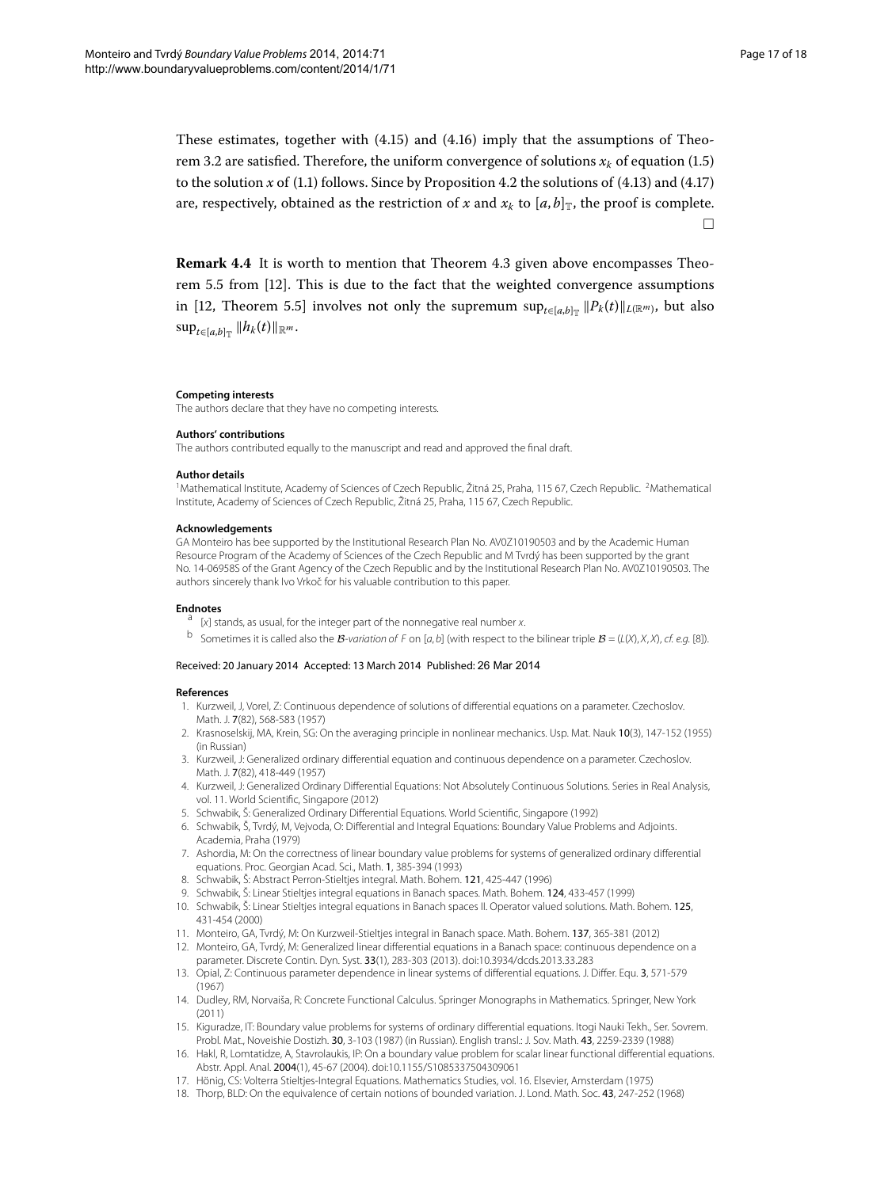These estimates, together with (4.15) and (4.16) imply that the assumptions of Theorem 3.2 are satisfied. Therefore, the uniform convergence of solutions $x_k$ of equation (1.5) to the solution $x$ of (1.1) follows. Since by Proposition 4.2 the solutions of (4.13) and (4.17) are, respectively, obtained as the restriction of $x$ and $x_k$ to $[a,b]_{\mathbb{T}}$, the proof is complete. □

**Remark 4.4** It is worth to mention that Theorem 4.3 given above encompasses Theorem 5.5 from [12]. This is due to the fact that the weighted convergence assumptions in [12, Theorem 5.5] involves not only the supremum $\sup_{t\in[a,b]_{\mathbb{T}}} \|P_k(t)\|_{L(\mathbb{R}^m)}$, but also $\sup_{t\in[a,b]_{\mathbb{T}}} \|h_k(t)\|_{\mathbb{R}^m}$.

#### Competing interests
The authors declare that they have no competing interests.

#### Authors' contributions
The authors contributed equally to the manuscript and read and approved the final draft.

#### Author details
[1] Mathematical Institute, Academy of Sciences of Czech Republic, Žitná 25, Praha, 115 67, Czech Republic. [2] Mathematical Institute, Academy of Sciences of Czech Republic, Žitná 25, Praha, 115 67, Czech Republic.

#### Acknowledgements
GA Monteiro has bee supported by the Institutional Research Plan No. AV0Z10190503 and by the Academic Human Resource Program of the Academy of Sciences of the Czech Republic and M Tvrdý has been supported by the grant No. 14-06958S of the Grant Agency of the Czech Republic and by the Institutional Research Plan No. AV0Z10190503. The authors sincerely thank Ivo Vrkoč for his valuable contribution to this paper.

#### Endnotes
[a] $[x]$ stands, as usual, for the integer part of the nonnegative real number $x$.
[b] Sometimes it is called also the *$\mathcal{B}$-variation of* $F$ on $[a,b]$ (with respect to the bilinear triple $\mathcal{B} = (L(X), X, X)$, *cf. e.g.* [8]).

Received: 20 January 2014 Accepted: 13 March 2014 Published: 26 Mar 2014

#### References
1. Kurzweil, J, Vorel, Z: Continuous dependence of solutions of differential equations on a parameter. Czechoslov. Math. J. **7**(82), 568-583 (1957)
2. Krasnoselskij, MA, Krein, SG: On the averaging principle in nonlinear mechanics. Usp. Mat. Nauk **10**(3), 147-152 (1955) (in Russian)
3. Kurzweil, J: Generalized ordinary differential equation and continuous dependence on a parameter. Czechoslov. Math. J. **7**(82), 418-449 (1957)
4. Kurzweil, J: Generalized Ordinary Differential Equations: Not Absolutely Continuous Solutions. Series in Real Analysis, vol. 11. World Scientific, Singapore (2012)
5. Schwabik, Š: Generalized Ordinary Differential Equations. World Scientific, Singapore (1992)
6. Schwabik, Š, Tvrdý, M, Vejvoda, O: Differential and Integral Equations: Boundary Value Problems and Adjoints. Academia, Praha (1979)
7. Ashordia, M: On the correctness of linear boundary value problems for systems of generalized ordinary differential equations. Proc. Georgian Acad. Sci., Math. **1**, 385-394 (1993)
8. Schwabik, Š: Abstract Perron-Stieltjes integral. Math. Bohem. **121**, 425-447 (1996)
9. Schwabik, Š: Linear Stieltjes integral equations in Banach spaces. Math. Bohem. **124**, 433-457 (1999)
10. Schwabik, Š: Linear Stieltjes integral equations in Banach spaces II. Operator valued solutions. Math. Bohem. **125**, 431-454 (2000)
11. Monteiro, GA, Tvrdý, M: On Kurzweil-Stieltjes integral in Banach space. Math. Bohem. **137**, 365-381 (2012)
12. Monteiro, GA, Tvrdý, M: Generalized linear differential equations in a Banach space: continuous dependence on a parameter. Discrete Contin. Dyn. Syst. **33**(1), 283-303 (2013). doi:10.3934/dcds.2013.33.283
13. Opial, Z: Continuous parameter dependence in linear systems of differential equations. J. Differ. Equ. **3**, 571-579 (1967)
14. Dudley, RM, Norvaiša, R: Concrete Functional Calculus. Springer Monographs in Mathematics. Springer, New York (2011)
15. Kiguradze, IT: Boundary value problems for systems of ordinary differential equations. Itogi Nauki Tekh., Ser. Sovrem. Probl. Mat., Noveishie Dostizh. **30**, 3-103 (1987) (in Russian). English transl.: J. Sov. Math. **43**, 2259-2339 (1988)
16. Hakl, R, Lomtatidze, A, Stavrolaukis, IP: On a boundary value problem for scalar linear functional differential equations. Abstr. Appl. Anal. **2004**(1), 45-67 (2004). doi:10.1155/S1085337504309061
17. Hönig, CS: Volterra Stieltjes-Integral Equations. Mathematics Studies, vol. 16. Elsevier, Amsterdam (1975)
18. Thorp, BLD: On the equivalence of certain notions of bounded variation. J. Lond. Math. Soc. **43**, 247-252 (1968)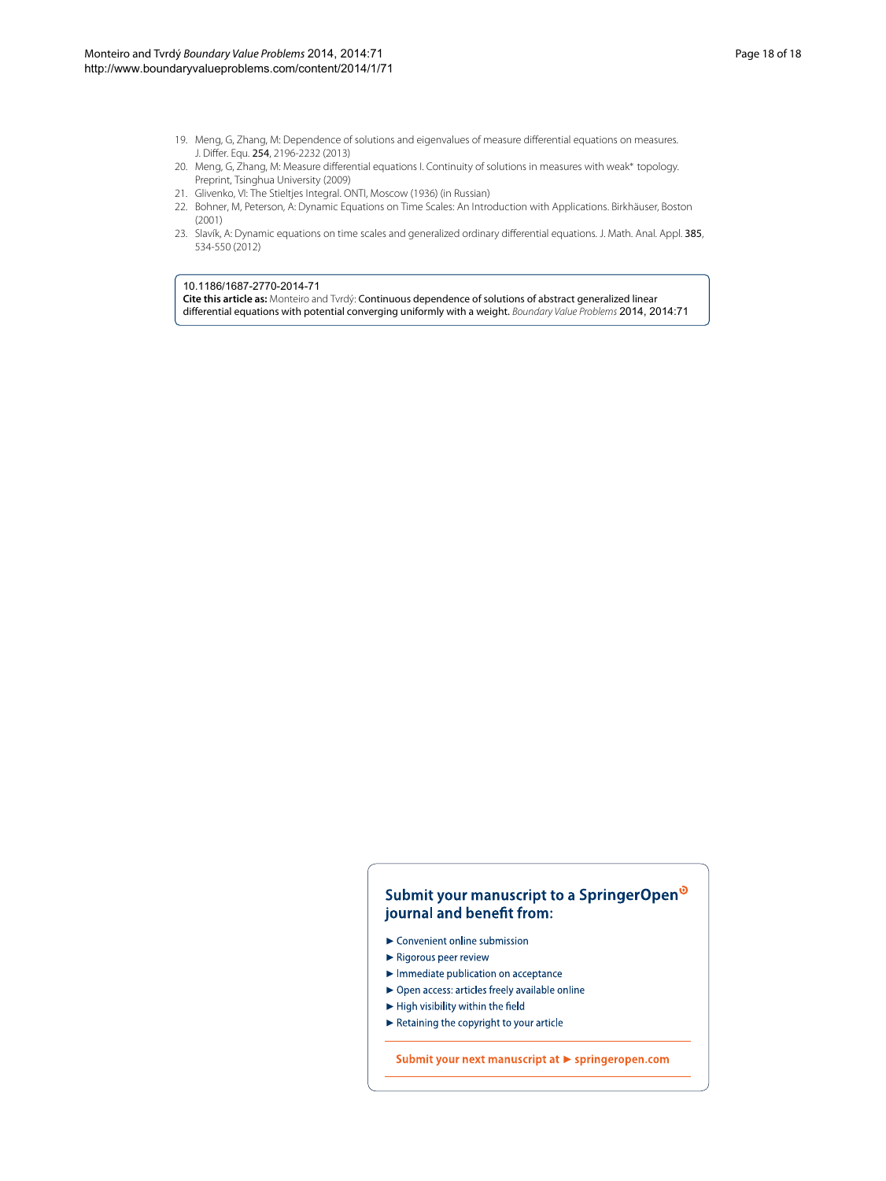19. Meng, G, Zhang, M: Dependence of solutions and eigenvalues of measure differential equations on measures. J. Differ. Equ. **254**, 2196-2232 (2013)
20. Meng, G, Zhang, M: Measure differential equations I. Continuity of solutions in measures with weak* topology. Preprint, Tsinghua University (2009)
21. Glivenko, VI: The Stieltjes Integral. ONTI, Moscow (1936) (in Russian)
22. Bohner, M, Peterson, A: Dynamic Equations on Time Scales: An Introduction with Applications. Birkhäuser, Boston (2001)
23. Slavík, A: Dynamic equations on time scales and generalized ordinary differential equations. J. Math. Anal. Appl. **385**, 534-550 (2012)

10.1186/1687-2770-2014-71
**Cite this article as:** Monteiro and Tvrdý: Continuous dependence of solutions of abstract generalized linear differential equations with potential converging uniformly with a weight. *Boundary Value Problems* 2014, 2014:71

**Submit your manuscript to a SpringerOpen journal and benefit from:**

- ► Convenient online submission
- ► Rigorous peer review
- ► Immediate publication on acceptance
- ► Open access: articles freely available online
- ► High visibility within the field
- ► Retaining the copyright to your article

**Submit your next manuscript at ► springeropen.com**